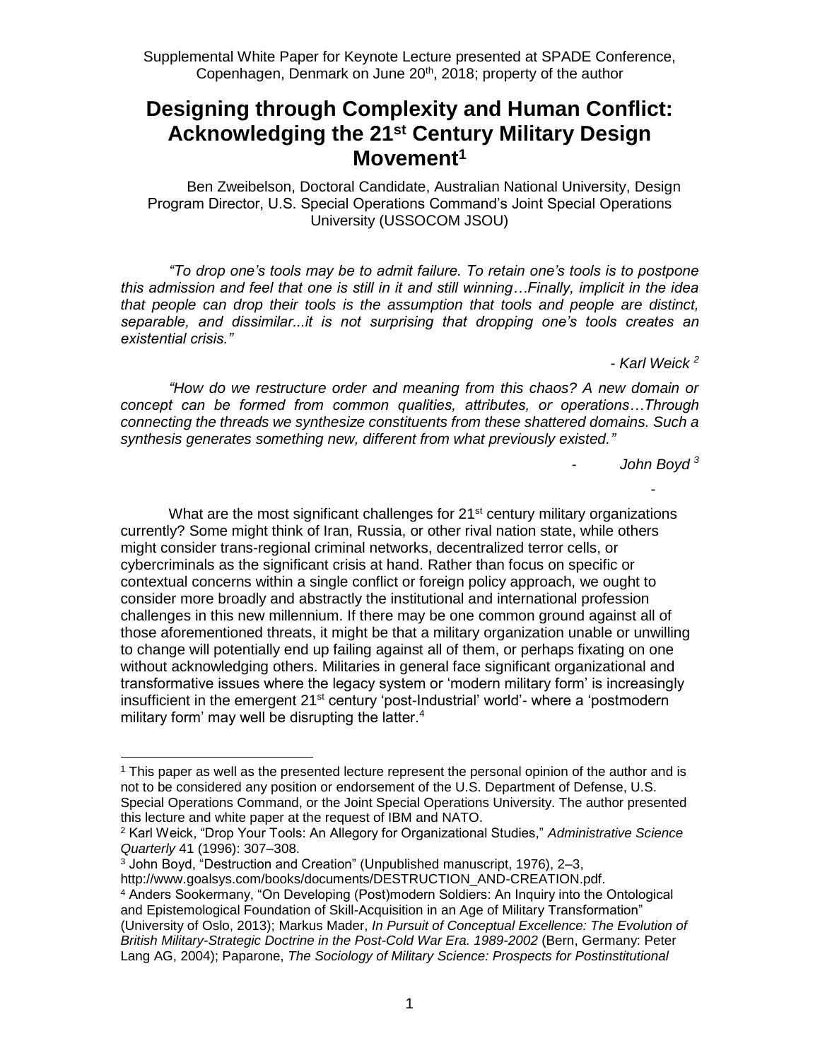Supplemental White Paper for Keynote Lecture presented at SPADE Conference, Copenhagen, Denmark on June 20th, 2018; property of the author

# Designing through Complexity and Human Conflict: Acknowledging the 21st Century Military Design Movement[1]

Ben Zweibelson, Doctoral Candidate, Australian National University, Design Program Director, U.S. Special Operations Command's Joint Special Operations University (USSOCOM JSOU)

*"To drop one's tools may be to admit failure. To retain one's tools is to postpone this admission and feel that one is still in it and still winning…Finally, implicit in the idea that people can drop their tools is the assumption that tools and people are distinct, separable, and dissimilar...it is not surprising that dropping one's tools creates an existential crisis."*

*- Karl Weick [2]*

*"How do we restructure order and meaning from this chaos? A new domain or concept can be formed from common qualities, attributes, or operations…Through connecting the threads we synthesize constituents from these shattered domains. Such a synthesis generates something new, different from what previously existed."*

*- John Boyd [3]*

What are the most significant challenges for 21st century military organizations currently? Some might think of Iran, Russia, or other rival nation state, while others might consider trans-regional criminal networks, decentralized terror cells, or cybercriminals as the significant crisis at hand. Rather than focus on specific or contextual concerns within a single conflict or foreign policy approach, we ought to consider more broadly and abstractly the institutional and international profession challenges in this new millennium. If there may be one common ground against all of those aforementioned threats, it might be that a military organization unable or unwilling to change will potentially end up failing against all of them, or perhaps fixating on one without acknowledging others. Militaries in general face significant organizational and transformative issues where the legacy system or 'modern military form' is increasingly insufficient in the emergent 21st century 'post-Industrial' world'- where a 'postmodern military form' may well be disrupting the latter.[4]

---

[1] This paper as well as the presented lecture represent the personal opinion of the author and is not to be considered any position or endorsement of the U.S. Department of Defense, U.S. Special Operations Command, or the Joint Special Operations University. The author presented this lecture and white paper at the request of IBM and NATO.

[2] Karl Weick, "Drop Your Tools: An Allegory for Organizational Studies," *Administrative Science Quarterly* 41 (1996): 307–308.

[3] John Boyd, "Destruction and Creation" (Unpublished manuscript, 1976), 2–3, http://www.goalsys.com/books/documents/DESTRUCTION_AND-CREATION.pdf.

[4] Anders Sookermany, "On Developing (Post)modern Soldiers: An Inquiry into the Ontological and Epistemological Foundation of Skill-Acquisition in an Age of Military Transformation" (University of Oslo, 2013); Markus Mader, *In Pursuit of Conceptual Excellence: The Evolution of British Military-Strategic Doctrine in the Post-Cold War Era. 1989-2002* (Bern, Germany: Peter Lang AG, 2004); Paparone, *The Sociology of Military Science: Prospects for Postinstitutional*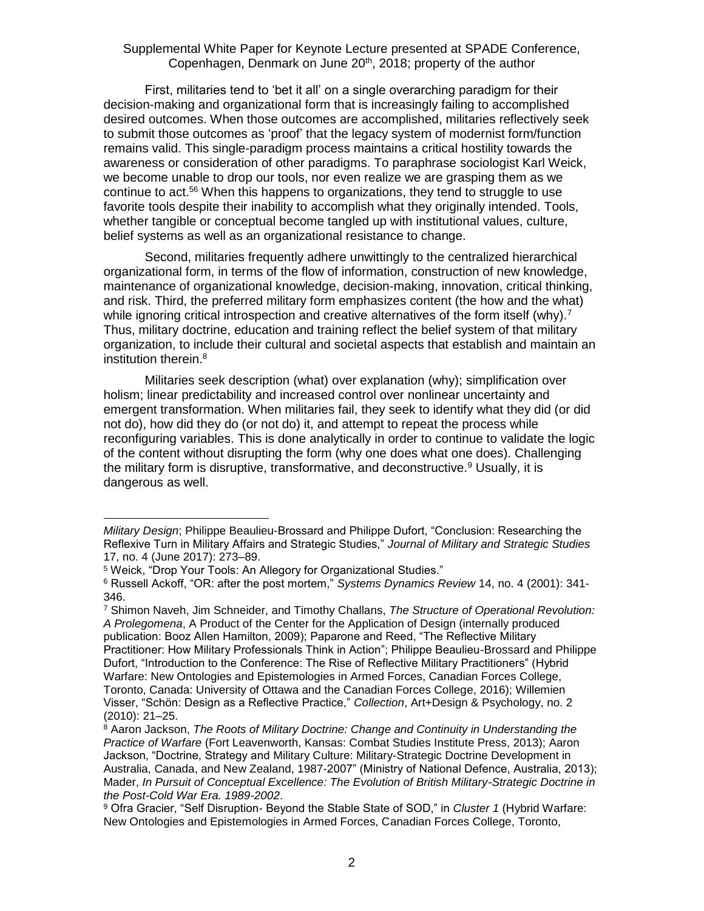First, militaries tend to 'bet it all' on a single overarching paradigm for their decision-making and organizational form that is increasingly failing to accomplished desired outcomes. When those outcomes are accomplished, militaries reflectively seek to submit those outcomes as 'proof' that the legacy system of modernist form/function remains valid. This single-paradigm process maintains a critical hostility towards the awareness or consideration of other paradigms. To paraphrase sociologist Karl Weick, we become unable to drop our tools, nor even realize we are grasping them as we continue to act.[56] When this happens to organizations, they tend to struggle to use favorite tools despite their inability to accomplish what they originally intended. Tools, whether tangible or conceptual become tangled up with institutional values, culture, belief systems as well as an organizational resistance to change.

Second, militaries frequently adhere unwittingly to the centralized hierarchical organizational form, in terms of the flow of information, construction of new knowledge, maintenance of organizational knowledge, decision-making, innovation, critical thinking, and risk. Third, the preferred military form emphasizes content (the how and the what) while ignoring critical introspection and creative alternatives of the form itself (why).[7] Thus, military doctrine, education and training reflect the belief system of that military organization, to include their cultural and societal aspects that establish and maintain an institution therein.[8]

Militaries seek description (what) over explanation (why); simplification over holism; linear predictability and increased control over nonlinear uncertainty and emergent transformation. When militaries fail, they seek to identify what they did (or did not do), how did they do (or not do) it, and attempt to repeat the process while reconfiguring variables. This is done analytically in order to continue to validate the logic of the content without disrupting the form (why one does what one does). Challenging the military form is disruptive, transformative, and deconstructive.[9] Usually, it is dangerous as well.

---

*Military Design*; Philippe Beaulieu-Brossard and Philippe Dufort, "Conclusion: Researching the Reflexive Turn in Military Affairs and Strategic Studies," *Journal of Military and Strategic Studies* 17, no. 4 (June 2017): 273–89.

[5] Weick, "Drop Your Tools: An Allegory for Organizational Studies."

[6] Russell Ackoff, "OR: after the post mortem," *Systems Dynamics Review* 14, no. 4 (2001): 341-346.

[7] Shimon Naveh, Jim Schneider, and Timothy Challans, *The Structure of Operational Revolution: A Prolegomena*, A Product of the Center for the Application of Design (internally produced publication: Booz Allen Hamilton, 2009); Paparone and Reed, "The Reflective Military Practitioner: How Military Professionals Think in Action"; Philippe Beaulieu-Brossard and Philippe Dufort, "Introduction to the Conference: The Rise of Reflective Military Practitioners" (Hybrid Warfare: New Ontologies and Epistemologies in Armed Forces, Canadian Forces College, Toronto, Canada: University of Ottawa and the Canadian Forces College, 2016); Willemien Visser, "Schön: Design as a Reflective Practice," *Collection*, Art+Design & Psychology, no. 2 (2010): 21–25.

[8] Aaron Jackson, *The Roots of Military Doctrine: Change and Continuity in Understanding the Practice of Warfare* (Fort Leavenworth, Kansas: Combat Studies Institute Press, 2013); Aaron Jackson, "Doctrine, Strategy and Military Culture: Military-Strategic Doctrine Development in Australia, Canada, and New Zealand, 1987-2007" (Ministry of National Defence, Australia, 2013); Mader, *In Pursuit of Conceptual Excellence: The Evolution of British Military-Strategic Doctrine in the Post-Cold War Era. 1989-2002*.

[9] Ofra Gracier, "Self Disruption- Beyond the Stable State of SOD," in *Cluster 1* (Hybrid Warfare: New Ontologies and Epistemologies in Armed Forces, Canadian Forces College, Toronto,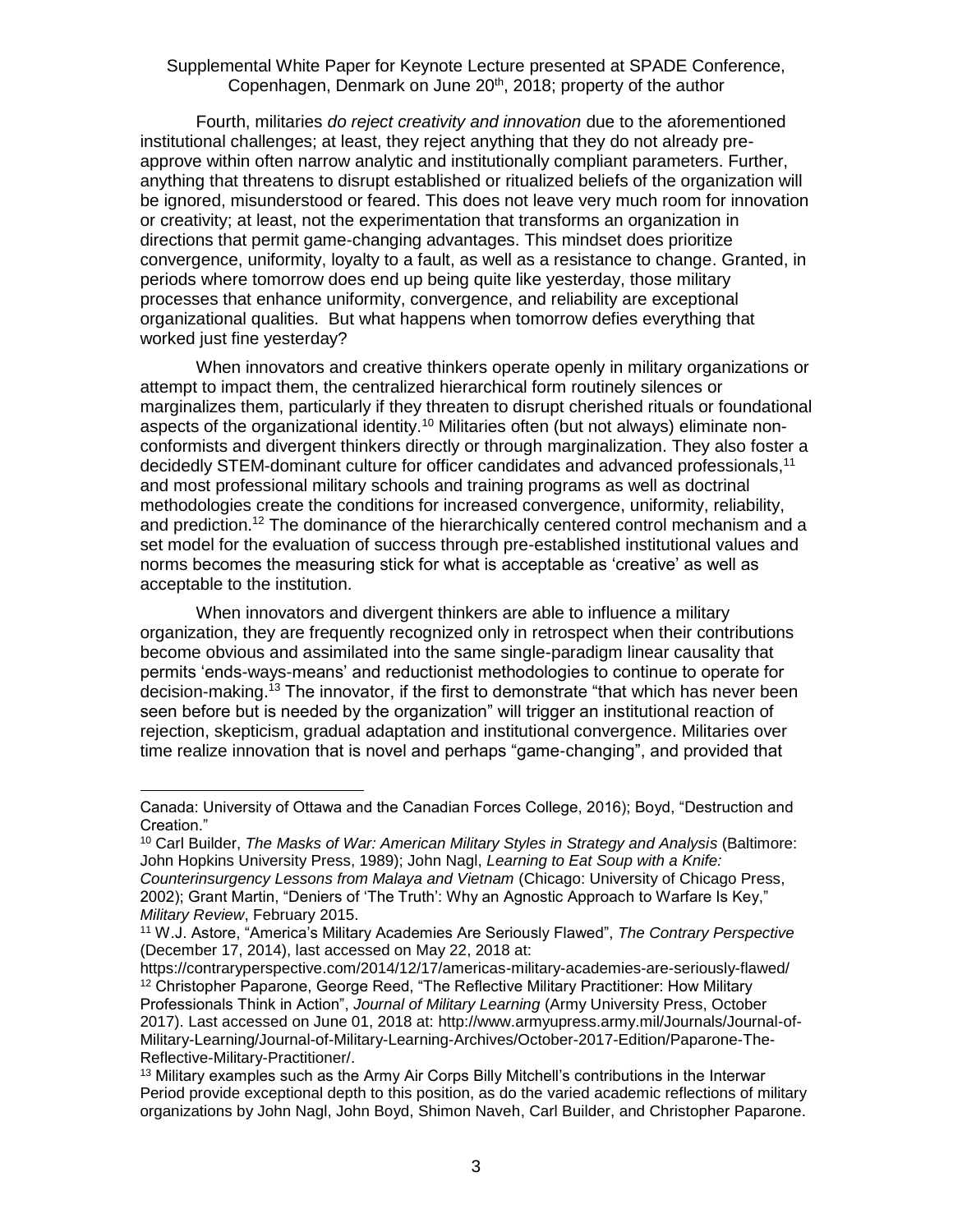Fourth, militaries *do reject creativity and innovation* due to the aforementioned institutional challenges; at least, they reject anything that they do not already pre-approve within often narrow analytic and institutionally compliant parameters. Further, anything that threatens to disrupt established or ritualized beliefs of the organization will be ignored, misunderstood or feared. This does not leave very much room for innovation or creativity; at least, not the experimentation that transforms an organization in directions that permit game-changing advantages. This mindset does prioritize convergence, uniformity, loyalty to a fault, as well as a resistance to change. Granted, in periods where tomorrow does end up being quite like yesterday, those military processes that enhance uniformity, convergence, and reliability are exceptional organizational qualities. But what happens when tomorrow defies everything that worked just fine yesterday?

When innovators and creative thinkers operate openly in military organizations or attempt to impact them, the centralized hierarchical form routinely silences or marginalizes them, particularly if they threaten to disrupt cherished rituals or foundational aspects of the organizational identity.[10] Militaries often (but not always) eliminate non-conformists and divergent thinkers directly or through marginalization. They also foster a decidedly STEM-dominant culture for officer candidates and advanced professionals,[11] and most professional military schools and training programs as well as doctrinal methodologies create the conditions for increased convergence, uniformity, reliability, and prediction.[12] The dominance of the hierarchically centered control mechanism and a set model for the evaluation of success through pre-established institutional values and norms becomes the measuring stick for what is acceptable as 'creative' as well as acceptable to the institution.

When innovators and divergent thinkers are able to influence a military organization, they are frequently recognized only in retrospect when their contributions become obvious and assimilated into the same single-paradigm linear causality that permits 'ends-ways-means' and reductionist methodologies to continue to operate for decision-making.[13] The innovator, if the first to demonstrate "that which has never been seen before but is needed by the organization" will trigger an institutional reaction of rejection, skepticism, gradual adaptation and institutional convergence. Militaries over time realize innovation that is novel and perhaps "game-changing", and provided that

---

Canada: University of Ottawa and the Canadian Forces College, 2016); Boyd, "Destruction and Creation."

[10] Carl Builder, *The Masks of War: American Military Styles in Strategy and Analysis* (Baltimore: John Hopkins University Press, 1989); John Nagl, *Learning to Eat Soup with a Knife: Counterinsurgency Lessons from Malaya and Vietnam* (Chicago: University of Chicago Press, 2002); Grant Martin, "Deniers of 'The Truth': Why an Agnostic Approach to Warfare Is Key," *Military Review*, February 2015.

[11] W.J. Astore, "America's Military Academies Are Seriously Flawed", *The Contrary Perspective* (December 17, 2014), last accessed on May 22, 2018 at: https://contraryperspective.com/2014/12/17/americas-military-academies-are-seriously-flawed/

[12] Christopher Paparone, George Reed, "The Reflective Military Practitioner: How Military Professionals Think in Action", *Journal of Military Learning* (Army University Press, October 2017). Last accessed on June 01, 2018 at: http://www.armyupress.army.mil/Journals/Journal-of-Military-Learning/Journal-of-Military-Learning-Archives/October-2017-Edition/Paparone-The-Reflective-Military-Practitioner/.

[13] Military examples such as the Army Air Corps Billy Mitchell's contributions in the Interwar Period provide exceptional depth to this position, as do the varied academic reflections of military organizations by John Nagl, John Boyd, Shimon Naveh, Carl Builder, and Christopher Paparone.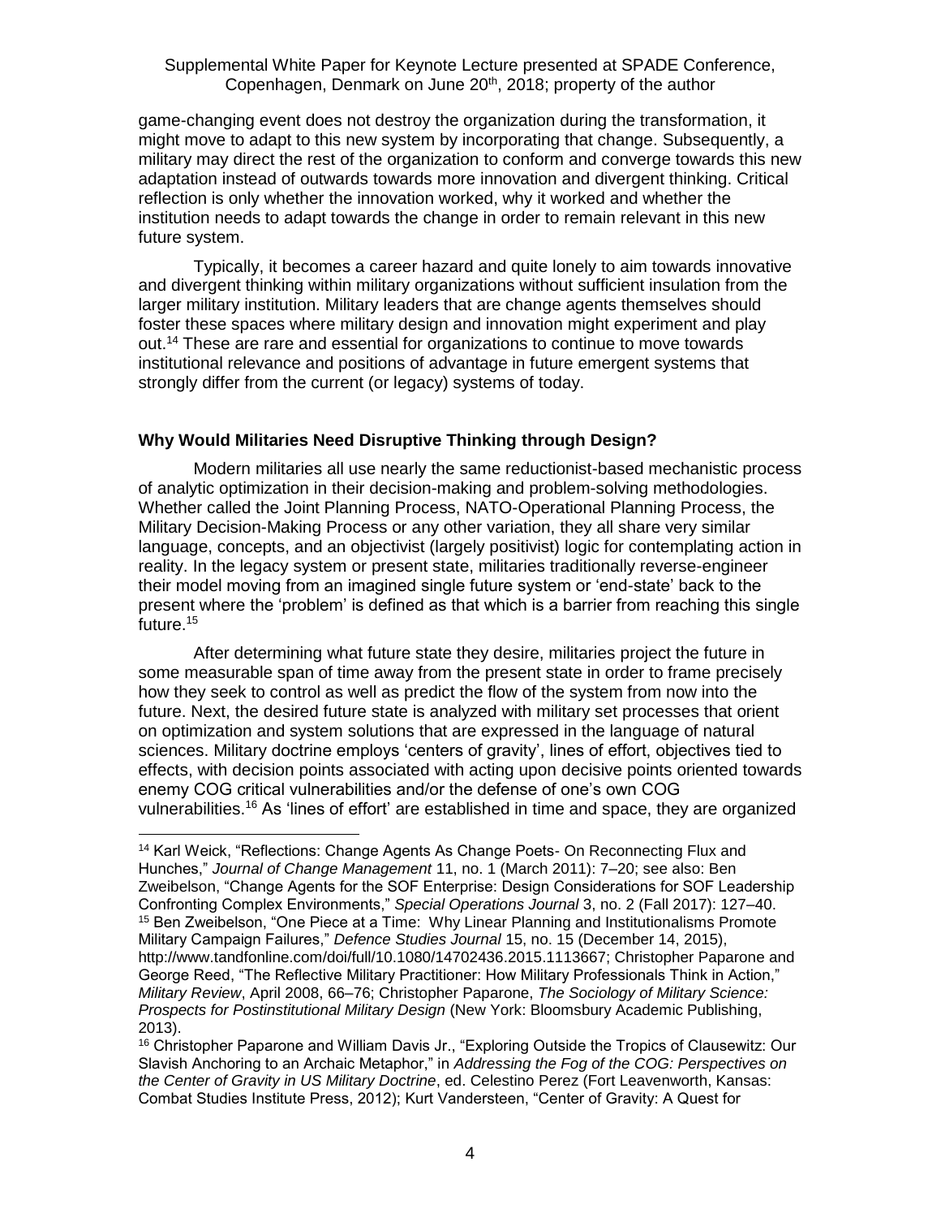game-changing event does not destroy the organization during the transformation, it might move to adapt to this new system by incorporating that change. Subsequently, a military may direct the rest of the organization to conform and converge towards this new adaptation instead of outwards towards more innovation and divergent thinking. Critical reflection is only whether the innovation worked, why it worked and whether the institution needs to adapt towards the change in order to remain relevant in this new future system.

Typically, it becomes a career hazard and quite lonely to aim towards innovative and divergent thinking within military organizations without sufficient insulation from the larger military institution. Military leaders that are change agents themselves should foster these spaces where military design and innovation might experiment and play out.[14] These are rare and essential for organizations to continue to move towards institutional relevance and positions of advantage in future emergent systems that strongly differ from the current (or legacy) systems of today.

### Why Would Militaries Need Disruptive Thinking through Design?

Modern militaries all use nearly the same reductionist-based mechanistic process of analytic optimization in their decision-making and problem-solving methodologies. Whether called the Joint Planning Process, NATO-Operational Planning Process, the Military Decision-Making Process or any other variation, they all share very similar language, concepts, and an objectivist (largely positivist) logic for contemplating action in reality. In the legacy system or present state, militaries traditionally reverse-engineer their model moving from an imagined single future system or 'end-state' back to the present where the 'problem' is defined as that which is a barrier from reaching this single future.[15]

After determining what future state they desire, militaries project the future in some measurable span of time away from the present state in order to frame precisely how they seek to control as well as predict the flow of the system from now into the future. Next, the desired future state is analyzed with military set processes that orient on optimization and system solutions that are expressed in the language of natural sciences. Military doctrine employs 'centers of gravity', lines of effort, objectives tied to effects, with decision points associated with acting upon decisive points oriented towards enemy COG critical vulnerabilities and/or the defense of one's own COG vulnerabilities.[16] As 'lines of effort' are established in time and space, they are organized

---

[14] Karl Weick, "Reflections: Change Agents As Change Poets- On Reconnecting Flux and Hunches," *Journal of Change Management* 11, no. 1 (March 2011): 7–20; see also: Ben Zweibelson, "Change Agents for the SOF Enterprise: Design Considerations for SOF Leadership Confronting Complex Environments," *Special Operations Journal* 3, no. 2 (Fall 2017): 127–40.

[15] Ben Zweibelson, "One Piece at a Time: Why Linear Planning and Institutionalisms Promote Military Campaign Failures," *Defence Studies Journal* 15, no. 15 (December 14, 2015), http://www.tandfonline.com/doi/full/10.1080/14702436.2015.1113667; Christopher Paparone and George Reed, "The Reflective Military Practitioner: How Military Professionals Think in Action," *Military Review*, April 2008, 66–76; Christopher Paparone, *The Sociology of Military Science: Prospects for Postinstitutional Military Design* (New York: Bloomsbury Academic Publishing, 2013).

[16] Christopher Paparone and William Davis Jr., "Exploring Outside the Tropics of Clausewitz: Our Slavish Anchoring to an Archaic Metaphor," in *Addressing the Fog of the COG: Perspectives on the Center of Gravity in US Military Doctrine*, ed. Celestino Perez (Fort Leavenworth, Kansas: Combat Studies Institute Press, 2012); Kurt Vandersteen, "Center of Gravity: A Quest for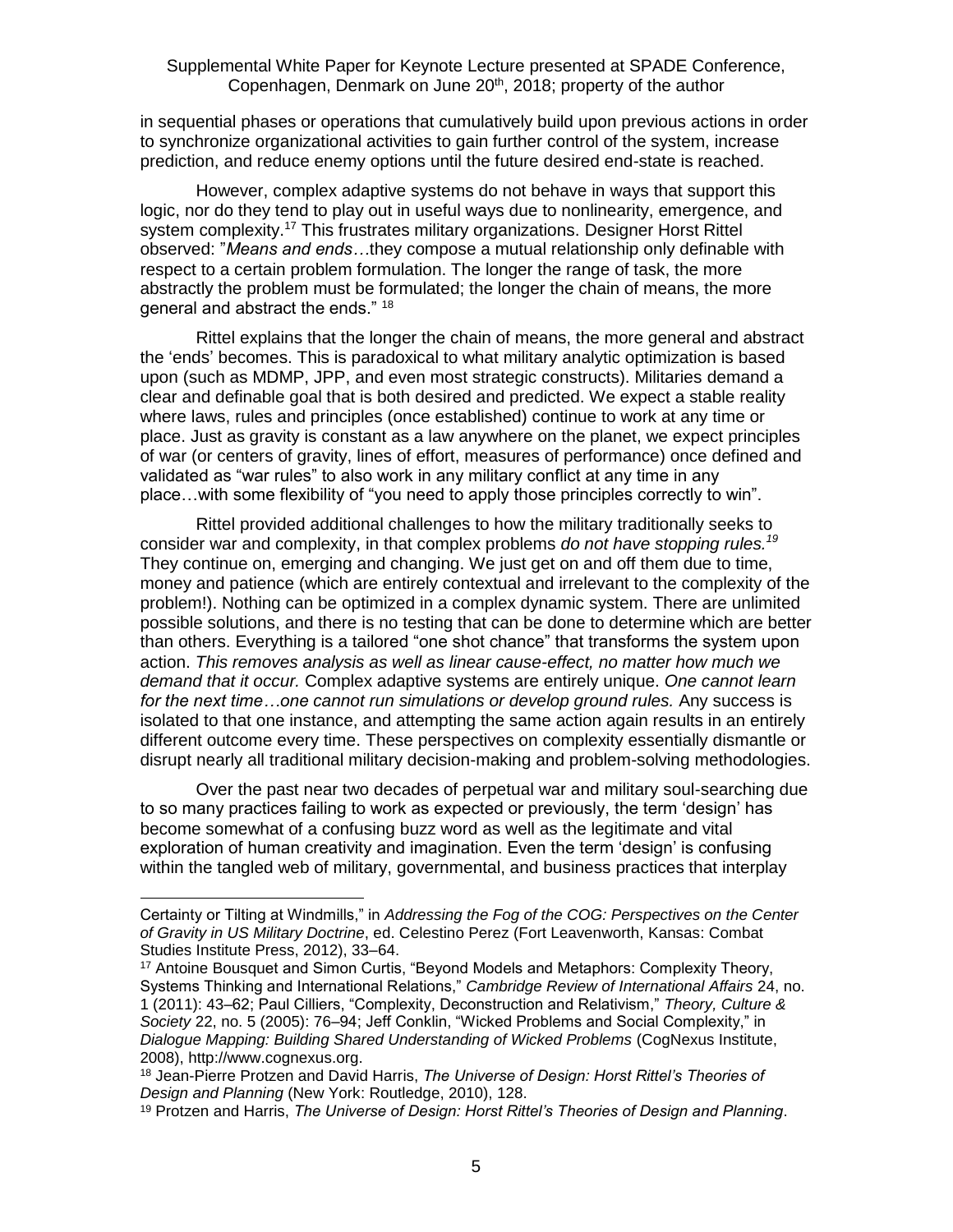in sequential phases or operations that cumulatively build upon previous actions in order to synchronize organizational activities to gain further control of the system, increase prediction, and reduce enemy options until the future desired end-state is reached.

However, complex adaptive systems do not behave in ways that support this logic, nor do they tend to play out in useful ways due to nonlinearity, emergence, and system complexity.[17] This frustrates military organizations. Designer Horst Rittel observed: "*Means and ends*…they compose a mutual relationship only definable with respect to a certain problem formulation. The longer the range of task, the more abstractly the problem must be formulated; the longer the chain of means, the more general and abstract the ends." [18]

Rittel explains that the longer the chain of means, the more general and abstract the 'ends' becomes. This is paradoxical to what military analytic optimization is based upon (such as MDMP, JPP, and even most strategic constructs). Militaries demand a clear and definable goal that is both desired and predicted. We expect a stable reality where laws, rules and principles (once established) continue to work at any time or place. Just as gravity is constant as a law anywhere on the planet, we expect principles of war (or centers of gravity, lines of effort, measures of performance) once defined and validated as "war rules" to also work in any military conflict at any time in any place…with some flexibility of "you need to apply those principles correctly to win".

Rittel provided additional challenges to how the military traditionally seeks to consider war and complexity, in that complex problems *do not have stopping rules.*[19] They continue on, emerging and changing. We just get on and off them due to time, money and patience (which are entirely contextual and irrelevant to the complexity of the problem!). Nothing can be optimized in a complex dynamic system. There are unlimited possible solutions, and there is no testing that can be done to determine which are better than others. Everything is a tailored "one shot chance" that transforms the system upon action. *This removes analysis as well as linear cause-effect, no matter how much we demand that it occur.* Complex adaptive systems are entirely unique. *One cannot learn for the next time…one cannot run simulations or develop ground rules.* Any success is isolated to that one instance, and attempting the same action again results in an entirely different outcome every time. These perspectives on complexity essentially dismantle or disrupt nearly all traditional military decision-making and problem-solving methodologies.

Over the past near two decades of perpetual war and military soul-searching due to so many practices failing to work as expected or previously, the term 'design' has become somewhat of a confusing buzz word as well as the legitimate and vital exploration of human creativity and imagination. Even the term 'design' is confusing within the tangled web of military, governmental, and business practices that interplay

---

Certainty or Tilting at Windmills," in *Addressing the Fog of the COG: Perspectives on the Center of Gravity in US Military Doctrine*, ed. Celestino Perez (Fort Leavenworth, Kansas: Combat Studies Institute Press, 2012), 33–64.

[17] Antoine Bousquet and Simon Curtis, "Beyond Models and Metaphors: Complexity Theory, Systems Thinking and International Relations," *Cambridge Review of International Affairs* 24, no. 1 (2011): 43–62; Paul Cilliers, "Complexity, Deconstruction and Relativism," *Theory, Culture & Society* 22, no. 5 (2005): 76–94; Jeff Conklin, "Wicked Problems and Social Complexity," in *Dialogue Mapping: Building Shared Understanding of Wicked Problems* (CogNexus Institute, 2008), http://www.cognexus.org.

[18] Jean-Pierre Protzen and David Harris, *The Universe of Design: Horst Rittel's Theories of Design and Planning* (New York: Routledge, 2010), 128.

[19] Protzen and Harris, *The Universe of Design: Horst Rittel's Theories of Design and Planning*.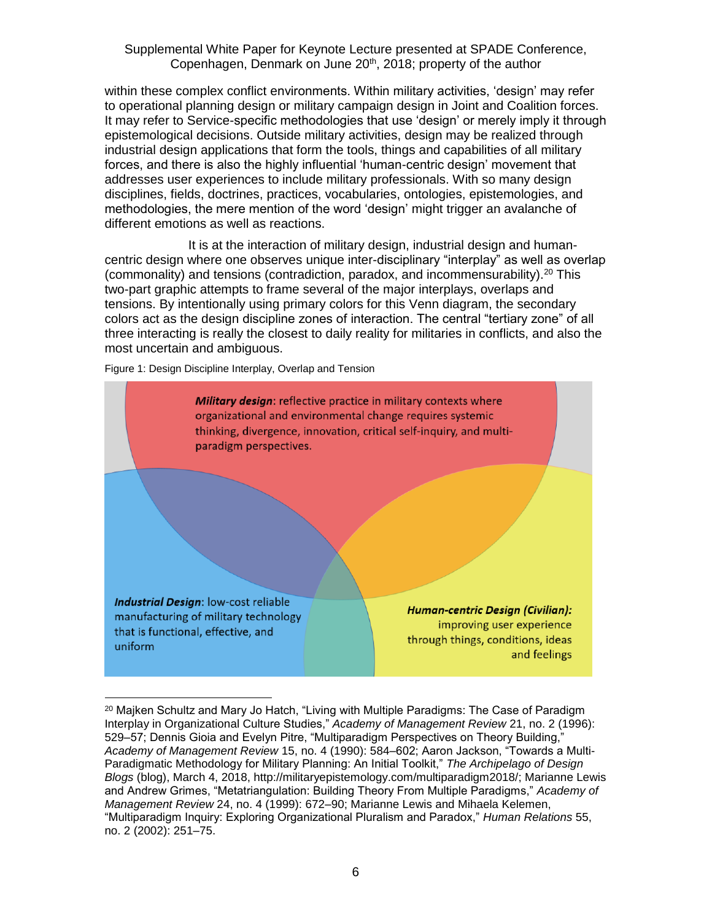within these complex conflict environments. Within military activities, 'design' may refer to operational planning design or military campaign design in Joint and Coalition forces. It may refer to Service-specific methodologies that use 'design' or merely imply it through epistemological decisions. Outside military activities, design may be realized through industrial design applications that form the tools, things and capabilities of all military forces, and there is also the highly influential 'human-centric design' movement that addresses user experiences to include military professionals. With so many design disciplines, fields, doctrines, practices, vocabularies, ontologies, epistemologies, and methodologies, the mere mention of the word 'design' might trigger an avalanche of different emotions as well as reactions.

It is at the interaction of military design, industrial design and human-centric design where one observes unique inter-disciplinary "interplay" as well as overlap (commonality) and tensions (contradiction, paradox, and incommensurability).[20] This two-part graphic attempts to frame several of the major interplays, overlaps and tensions. By intentionally using primary colors for this Venn diagram, the secondary colors act as the design discipline zones of interaction. The central "tertiary zone" of all three interacting is really the closest to daily reality for militaries in conflicts, and also the most uncertain and ambiguous.

Figure 1: Design Discipline Interplay, Overlap and Tension

***Military design***: reflective practice in military contexts where organizational and environmental change requires systemic thinking, divergence, innovation, critical self-inquiry, and multi-paradigm perspectives.

***Industrial Design***: low-cost reliable manufacturing of military technology that is functional, effective, and uniform

***Human-centric Design (Civilian):*** improving user experience through things, conditions, ideas and feelings

[20] Majken Schultz and Mary Jo Hatch, "Living with Multiple Paradigms: The Case of Paradigm Interplay in Organizational Culture Studies," *Academy of Management Review* 21, no. 2 (1996): 529–57; Dennis Gioia and Evelyn Pitre, "Multiparadigm Perspectives on Theory Building," *Academy of Management Review* 15, no. 4 (1990): 584–602; Aaron Jackson, "Towards a Multi-Paradigmatic Methodology for Military Planning: An Initial Toolkit," *The Archipelago of Design Blogs* (blog), March 4, 2018, http://militaryepistemology.com/multiparadigm2018/; Marianne Lewis and Andrew Grimes, "Metatriangulation: Building Theory From Multiple Paradigms," *Academy of Management Review* 24, no. 4 (1999): 672–90; Marianne Lewis and Mihaela Kelemen, "Multiparadigm Inquiry: Exploring Organizational Pluralism and Paradox," *Human Relations* 55, no. 2 (2002): 251–75.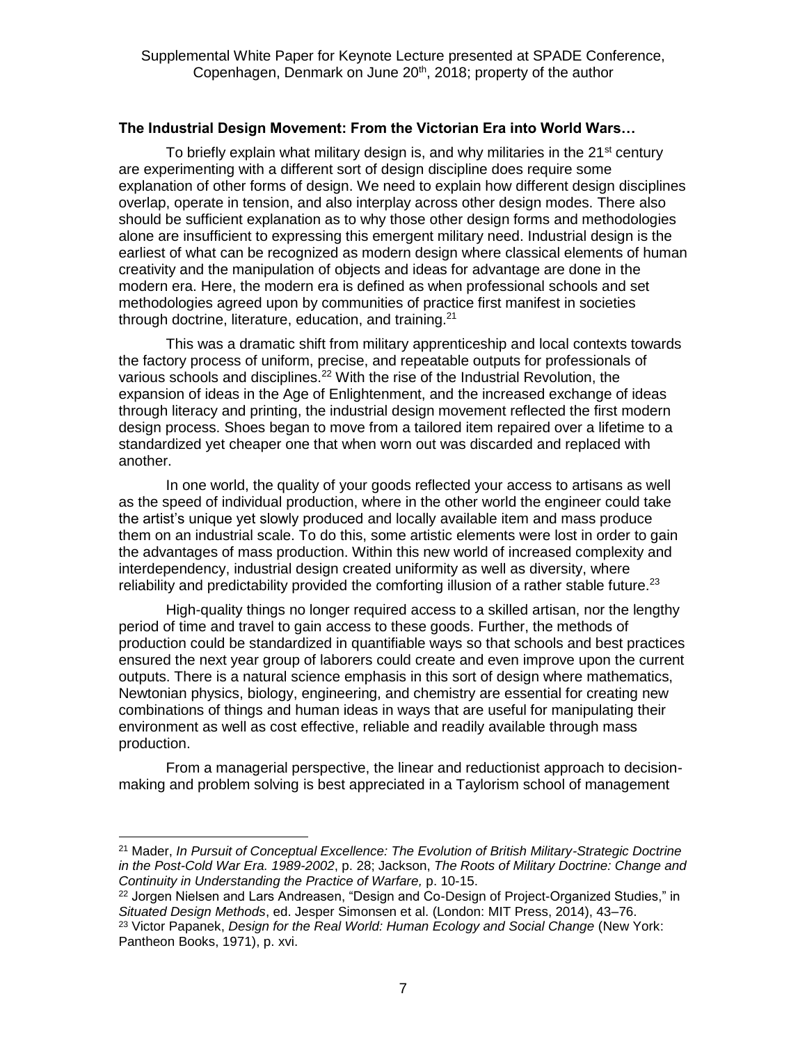**The Industrial Design Movement: From the Victorian Era into World Wars…**

To briefly explain what military design is, and why militaries in the 21st century are experimenting with a different sort of design discipline does require some explanation of other forms of design. We need to explain how different design disciplines overlap, operate in tension, and also interplay across other design modes. There also should be sufficient explanation as to why those other design forms and methodologies alone are insufficient to expressing this emergent military need. Industrial design is the earliest of what can be recognized as modern design where classical elements of human creativity and the manipulation of objects and ideas for advantage are done in the modern era. Here, the modern era is defined as when professional schools and set methodologies agreed upon by communities of practice first manifest in societies through doctrine, literature, education, and training.[21]

This was a dramatic shift from military apprenticeship and local contexts towards the factory process of uniform, precise, and repeatable outputs for professionals of various schools and disciplines.[22] With the rise of the Industrial Revolution, the expansion of ideas in the Age of Enlightenment, and the increased exchange of ideas through literacy and printing, the industrial design movement reflected the first modern design process. Shoes began to move from a tailored item repaired over a lifetime to a standardized yet cheaper one that when worn out was discarded and replaced with another.

In one world, the quality of your goods reflected your access to artisans as well as the speed of individual production, where in the other world the engineer could take the artist's unique yet slowly produced and locally available item and mass produce them on an industrial scale. To do this, some artistic elements were lost in order to gain the advantages of mass production. Within this new world of increased complexity and interdependency, industrial design created uniformity as well as diversity, where reliability and predictability provided the comforting illusion of a rather stable future.[23]

High-quality things no longer required access to a skilled artisan, nor the lengthy period of time and travel to gain access to these goods. Further, the methods of production could be standardized in quantifiable ways so that schools and best practices ensured the next year group of laborers could create and even improve upon the current outputs. There is a natural science emphasis in this sort of design where mathematics, Newtonian physics, biology, engineering, and chemistry are essential for creating new combinations of things and human ideas in ways that are useful for manipulating their environment as well as cost effective, reliable and readily available through mass production.

From a managerial perspective, the linear and reductionist approach to decision-making and problem solving is best appreciated in a Taylorism school of management

---

[21] Mader, *In Pursuit of Conceptual Excellence: The Evolution of British Military-Strategic Doctrine in the Post-Cold War Era. 1989-2002*, p. 28; Jackson, *The Roots of Military Doctrine: Change and Continuity in Understanding the Practice of Warfare,* p. 10-15.

[22] Jorgen Nielsen and Lars Andreasen, "Design and Co-Design of Project-Organized Studies," in *Situated Design Methods*, ed. Jesper Simonsen et al. (London: MIT Press, 2014), 43–76.

[23] Victor Papanek, *Design for the Real World: Human Ecology and Social Change* (New York: Pantheon Books, 1971), p. xvi.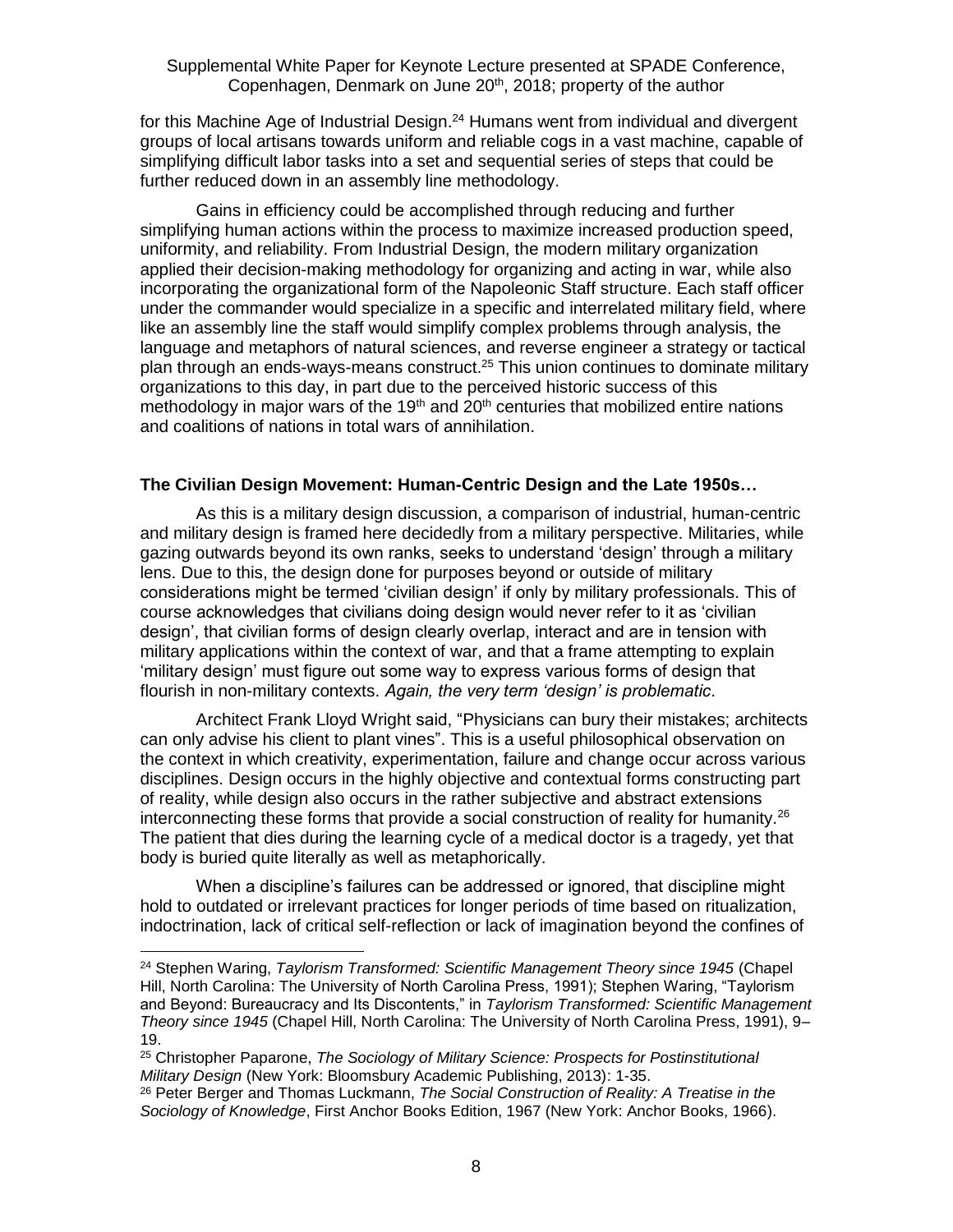for this Machine Age of Industrial Design.[24] Humans went from individual and divergent groups of local artisans towards uniform and reliable cogs in a vast machine, capable of simplifying difficult labor tasks into a set and sequential series of steps that could be further reduced down in an assembly line methodology.

Gains in efficiency could be accomplished through reducing and further simplifying human actions within the process to maximize increased production speed, uniformity, and reliability. From Industrial Design, the modern military organization applied their decision-making methodology for organizing and acting in war, while also incorporating the organizational form of the Napoleonic Staff structure. Each staff officer under the commander would specialize in a specific and interrelated military field, where like an assembly line the staff would simplify complex problems through analysis, the language and metaphors of natural sciences, and reverse engineer a strategy or tactical plan through an ends-ways-means construct.[25] This union continues to dominate military organizations to this day, in part due to the perceived historic success of this methodology in major wars of the 19th and 20th centuries that mobilized entire nations and coalitions of nations in total wars of annihilation.

### The Civilian Design Movement: Human-Centric Design and the Late 1950s…

As this is a military design discussion, a comparison of industrial, human-centric and military design is framed here decidedly from a military perspective. Militaries, while gazing outwards beyond its own ranks, seeks to understand 'design' through a military lens. Due to this, the design done for purposes beyond or outside of military considerations might be termed 'civilian design' if only by military professionals. This of course acknowledges that civilians doing design would never refer to it as 'civilian design', that civilian forms of design clearly overlap, interact and are in tension with military applications within the context of war, and that a frame attempting to explain 'military design' must figure out some way to express various forms of design that flourish in non-military contexts. *Again, the very term 'design' is problematic*.

Architect Frank Lloyd Wright said, "Physicians can bury their mistakes; architects can only advise his client to plant vines". This is a useful philosophical observation on the context in which creativity, experimentation, failure and change occur across various disciplines. Design occurs in the highly objective and contextual forms constructing part of reality, while design also occurs in the rather subjective and abstract extensions interconnecting these forms that provide a social construction of reality for humanity.[26] The patient that dies during the learning cycle of a medical doctor is a tragedy, yet that body is buried quite literally as well as metaphorically.

When a discipline's failures can be addressed or ignored, that discipline might hold to outdated or irrelevant practices for longer periods of time based on ritualization, indoctrination, lack of critical self-reflection or lack of imagination beyond the confines of

---

[24] Stephen Waring, *Taylorism Transformed: Scientific Management Theory since 1945* (Chapel Hill, North Carolina: The University of North Carolina Press, 1991); Stephen Waring, "Taylorism and Beyond: Bureaucracy and Its Discontents," in *Taylorism Transformed: Scientific Management Theory since 1945* (Chapel Hill, North Carolina: The University of North Carolina Press, 1991), 9–19.

[25] Christopher Paparone, *The Sociology of Military Science: Prospects for Postinstitutional Military Design* (New York: Bloomsbury Academic Publishing, 2013): 1-35.

[26] Peter Berger and Thomas Luckmann, *The Social Construction of Reality: A Treatise in the Sociology of Knowledge*, First Anchor Books Edition, 1967 (New York: Anchor Books, 1966).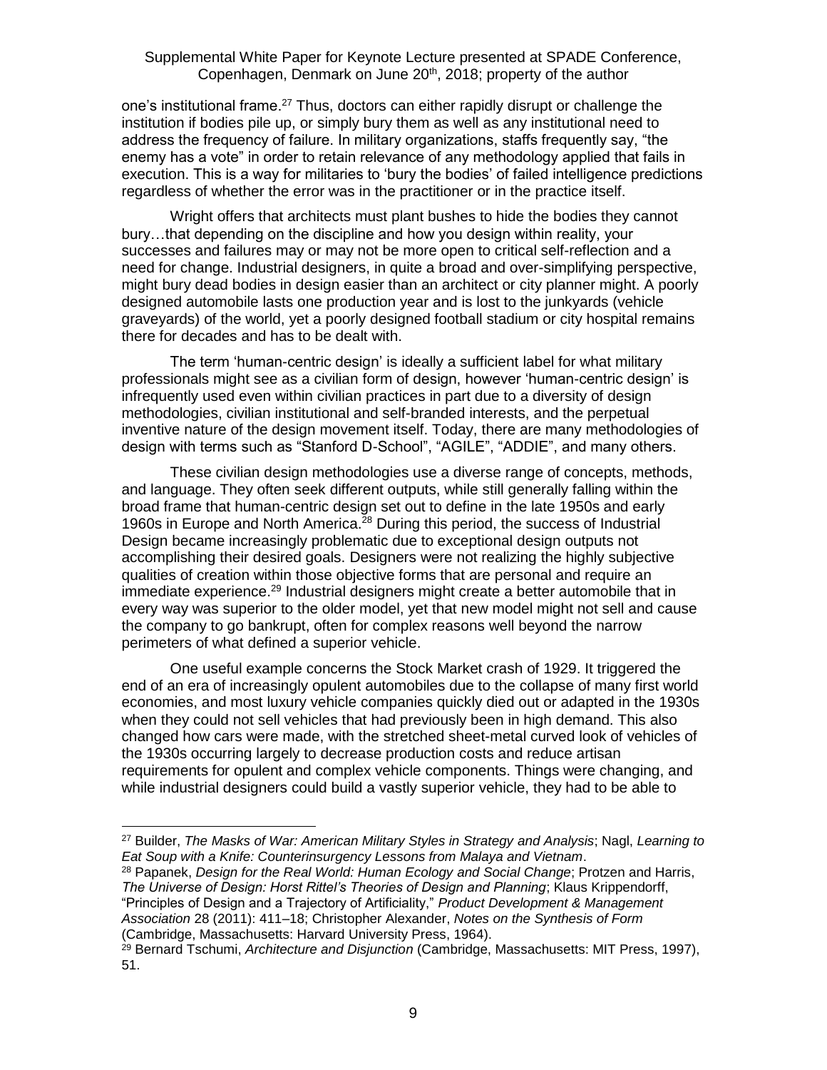one's institutional frame.[27] Thus, doctors can either rapidly disrupt or challenge the institution if bodies pile up, or simply bury them as well as any institutional need to address the frequency of failure. In military organizations, staffs frequently say, "the enemy has a vote" in order to retain relevance of any methodology applied that fails in execution. This is a way for militaries to 'bury the bodies' of failed intelligence predictions regardless of whether the error was in the practitioner or in the practice itself.

Wright offers that architects must plant bushes to hide the bodies they cannot bury…that depending on the discipline and how you design within reality, your successes and failures may or may not be more open to critical self-reflection and a need for change. Industrial designers, in quite a broad and over-simplifying perspective, might bury dead bodies in design easier than an architect or city planner might. A poorly designed automobile lasts one production year and is lost to the junkyards (vehicle graveyards) of the world, yet a poorly designed football stadium or city hospital remains there for decades and has to be dealt with.

The term 'human-centric design' is ideally a sufficient label for what military professionals might see as a civilian form of design, however 'human-centric design' is infrequently used even within civilian practices in part due to a diversity of design methodologies, civilian institutional and self-branded interests, and the perpetual inventive nature of the design movement itself. Today, there are many methodologies of design with terms such as "Stanford D-School", "AGILE", "ADDIE", and many others.

These civilian design methodologies use a diverse range of concepts, methods, and language. They often seek different outputs, while still generally falling within the broad frame that human-centric design set out to define in the late 1950s and early 1960s in Europe and North America.[28] During this period, the success of Industrial Design became increasingly problematic due to exceptional design outputs not accomplishing their desired goals. Designers were not realizing the highly subjective qualities of creation within those objective forms that are personal and require an immediate experience.[29] Industrial designers might create a better automobile that in every way was superior to the older model, yet that new model might not sell and cause the company to go bankrupt, often for complex reasons well beyond the narrow perimeters of what defined a superior vehicle.

One useful example concerns the Stock Market crash of 1929. It triggered the end of an era of increasingly opulent automobiles due to the collapse of many first world economies, and most luxury vehicle companies quickly died out or adapted in the 1930s when they could not sell vehicles that had previously been in high demand. This also changed how cars were made, with the stretched sheet-metal curved look of vehicles of the 1930s occurring largely to decrease production costs and reduce artisan requirements for opulent and complex vehicle components. Things were changing, and while industrial designers could build a vastly superior vehicle, they had to be able to

---

[27] Builder, *The Masks of War: American Military Styles in Strategy and Analysis*; Nagl, *Learning to Eat Soup with a Knife: Counterinsurgency Lessons from Malaya and Vietnam*.

[28] Papanek, *Design for the Real World: Human Ecology and Social Change*; Protzen and Harris, *The Universe of Design: Horst Rittel's Theories of Design and Planning*; Klaus Krippendorff, "Principles of Design and a Trajectory of Artificiality," *Product Development & Management Association* 28 (2011): 411–18; Christopher Alexander, *Notes on the Synthesis of Form* (Cambridge, Massachusetts: Harvard University Press, 1964).

[29] Bernard Tschumi, *Architecture and Disjunction* (Cambridge, Massachusetts: MIT Press, 1997), 51.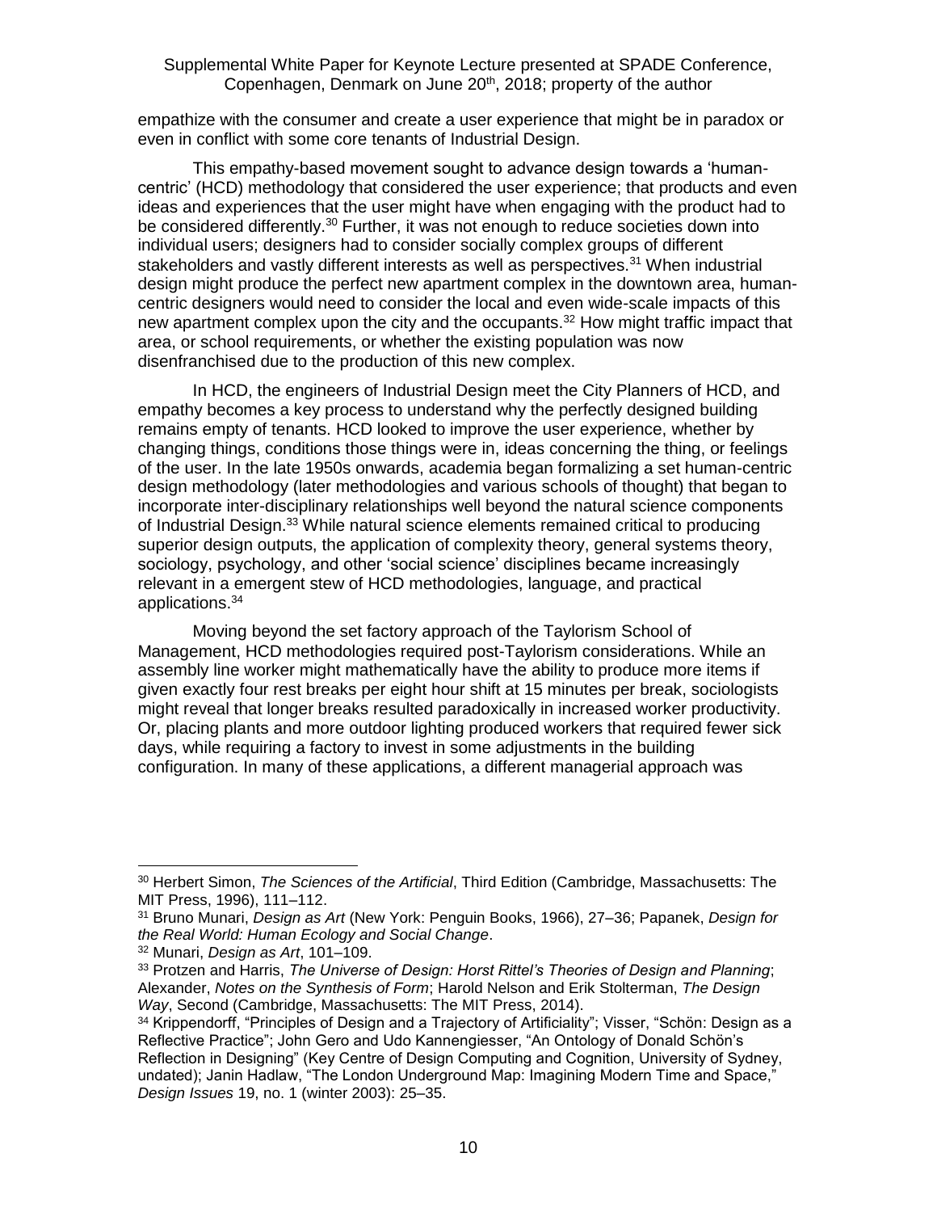empathize with the consumer and create a user experience that might be in paradox or even in conflict with some core tenants of Industrial Design.

This empathy-based movement sought to advance design towards a 'human-centric' (HCD) methodology that considered the user experience; that products and even ideas and experiences that the user might have when engaging with the product had to be considered differently.[30] Further, it was not enough to reduce societies down into individual users; designers had to consider socially complex groups of different stakeholders and vastly different interests as well as perspectives.[31] When industrial design might produce the perfect new apartment complex in the downtown area, human-centric designers would need to consider the local and even wide-scale impacts of this new apartment complex upon the city and the occupants.[32] How might traffic impact that area, or school requirements, or whether the existing population was now disenfranchised due to the production of this new complex.

In HCD, the engineers of Industrial Design meet the City Planners of HCD, and empathy becomes a key process to understand why the perfectly designed building remains empty of tenants. HCD looked to improve the user experience, whether by changing things, conditions those things were in, ideas concerning the thing, or feelings of the user. In the late 1950s onwards, academia began formalizing a set human-centric design methodology (later methodologies and various schools of thought) that began to incorporate inter-disciplinary relationships well beyond the natural science components of Industrial Design.[33] While natural science elements remained critical to producing superior design outputs, the application of complexity theory, general systems theory, sociology, psychology, and other 'social science' disciplines became increasingly relevant in a emergent stew of HCD methodologies, language, and practical applications.[34]

Moving beyond the set factory approach of the Taylorism School of Management, HCD methodologies required post-Taylorism considerations. While an assembly line worker might mathematically have the ability to produce more items if given exactly four rest breaks per eight hour shift at 15 minutes per break, sociologists might reveal that longer breaks resulted paradoxically in increased worker productivity. Or, placing plants and more outdoor lighting produced workers that required fewer sick days, while requiring a factory to invest in some adjustments in the building configuration. In many of these applications, a different managerial approach was

---

[30] Herbert Simon, *The Sciences of the Artificial*, Third Edition (Cambridge, Massachusetts: The MIT Press, 1996), 111–112.

[31] Bruno Munari, *Design as Art* (New York: Penguin Books, 1966), 27–36; Papanek, *Design for the Real World: Human Ecology and Social Change*.

[32] Munari, *Design as Art*, 101–109.

[33] Protzen and Harris, *The Universe of Design: Horst Rittel's Theories of Design and Planning*; Alexander, *Notes on the Synthesis of Form*; Harold Nelson and Erik Stolterman, *The Design Way*, Second (Cambridge, Massachusetts: The MIT Press, 2014).

[34] Krippendorff, "Principles of Design and a Trajectory of Artificiality"; Visser, "Schön: Design as a Reflective Practice"; John Gero and Udo Kannengiesser, "An Ontology of Donald Schön's Reflection in Designing" (Key Centre of Design Computing and Cognition, University of Sydney, undated); Janin Hadlaw, "The London Underground Map: Imagining Modern Time and Space," *Design Issues* 19, no. 1 (winter 2003): 25–35.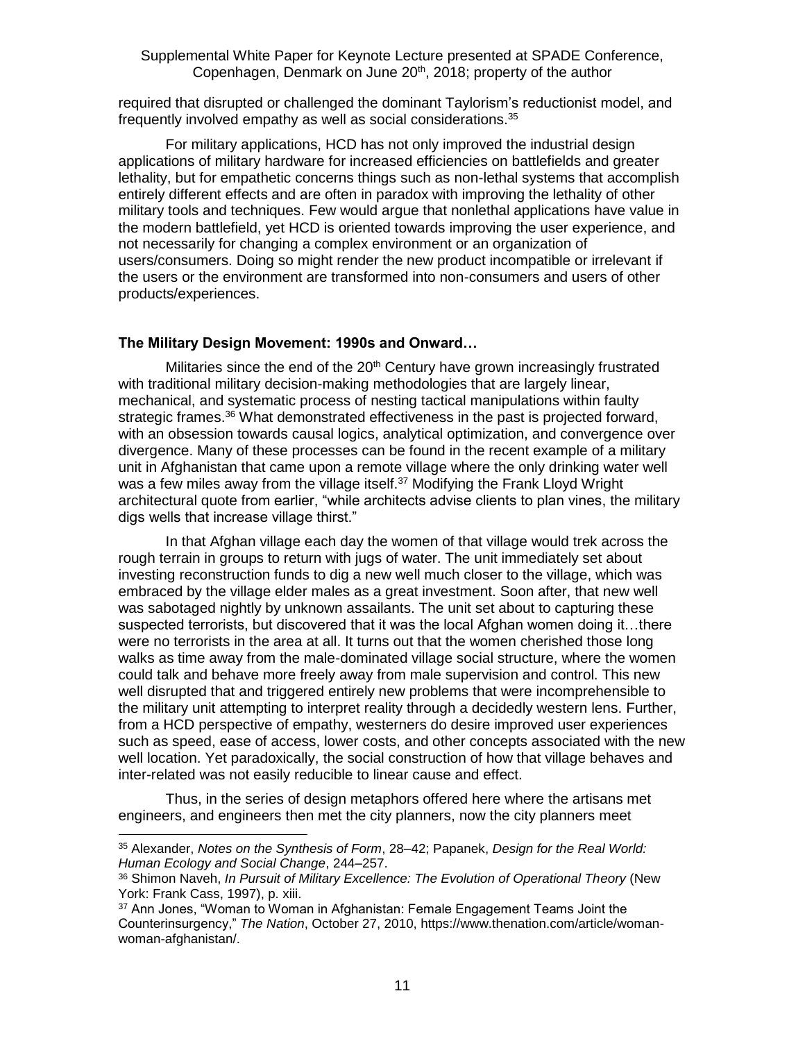required that disrupted or challenged the dominant Taylorism's reductionist model, and frequently involved empathy as well as social considerations.[35]

For military applications, HCD has not only improved the industrial design applications of military hardware for increased efficiencies on battlefields and greater lethality, but for empathetic concerns things such as non-lethal systems that accomplish entirely different effects and are often in paradox with improving the lethality of other military tools and techniques. Few would argue that nonlethal applications have value in the modern battlefield, yet HCD is oriented towards improving the user experience, and not necessarily for changing a complex environment or an organization of users/consumers. Doing so might render the new product incompatible or irrelevant if the users or the environment are transformed into non-consumers and users of other products/experiences.

### The Military Design Movement: 1990s and Onward…

Militaries since the end of the 20th Century have grown increasingly frustrated with traditional military decision-making methodologies that are largely linear, mechanical, and systematic process of nesting tactical manipulations within faulty strategic frames.[36] What demonstrated effectiveness in the past is projected forward, with an obsession towards causal logics, analytical optimization, and convergence over divergence. Many of these processes can be found in the recent example of a military unit in Afghanistan that came upon a remote village where the only drinking water well was a few miles away from the village itself.[37] Modifying the Frank Lloyd Wright architectural quote from earlier, "while architects advise clients to plan vines, the military digs wells that increase village thirst."

In that Afghan village each day the women of that village would trek across the rough terrain in groups to return with jugs of water. The unit immediately set about investing reconstruction funds to dig a new well much closer to the village, which was embraced by the village elder males as a great investment. Soon after, that new well was sabotaged nightly by unknown assailants. The unit set about to capturing these suspected terrorists, but discovered that it was the local Afghan women doing it…there were no terrorists in the area at all. It turns out that the women cherished those long walks as time away from the male-dominated village social structure, where the women could talk and behave more freely away from male supervision and control. This new well disrupted that and triggered entirely new problems that were incomprehensible to the military unit attempting to interpret reality through a decidedly western lens. Further, from a HCD perspective of empathy, westerners do desire improved user experiences such as speed, ease of access, lower costs, and other concepts associated with the new well location. Yet paradoxically, the social construction of how that village behaves and inter-related was not easily reducible to linear cause and effect.

Thus, in the series of design metaphors offered here where the artisans met engineers, and engineers then met the city planners, now the city planners meet

---

[35] Alexander, *Notes on the Synthesis of Form*, 28–42; Papanek, *Design for the Real World: Human Ecology and Social Change*, 244–257.

[36] Shimon Naveh, *In Pursuit of Military Excellence: The Evolution of Operational Theory* (New York: Frank Cass, 1997), p. xiii.

[37] Ann Jones, "Woman to Woman in Afghanistan: Female Engagement Teams Joint the Counterinsurgency," *The Nation*, October 27, 2010, https://www.thenation.com/article/woman-woman-afghanistan/.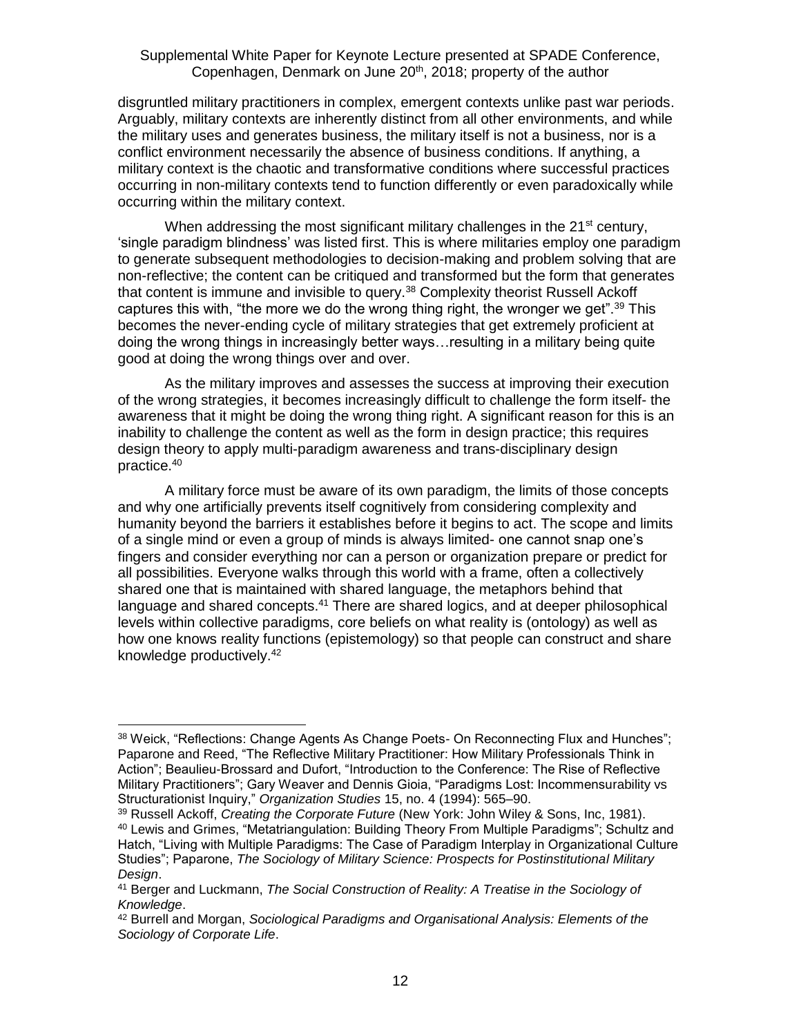disgruntled military practitioners in complex, emergent contexts unlike past war periods. Arguably, military contexts are inherently distinct from all other environments, and while the military uses and generates business, the military itself is not a business, nor is a conflict environment necessarily the absence of business conditions. If anything, a military context is the chaotic and transformative conditions where successful practices occurring in non-military contexts tend to function differently or even paradoxically while occurring within the military context.

When addressing the most significant military challenges in the 21st century, 'single paradigm blindness' was listed first. This is where militaries employ one paradigm to generate subsequent methodologies to decision-making and problem solving that are non-reflective; the content can be critiqued and transformed but the form that generates that content is immune and invisible to query.[38] Complexity theorist Russell Ackoff captures this with, "the more we do the wrong thing right, the wronger we get".[39] This becomes the never-ending cycle of military strategies that get extremely proficient at doing the wrong things in increasingly better ways…resulting in a military being quite good at doing the wrong things over and over.

As the military improves and assesses the success at improving their execution of the wrong strategies, it becomes increasingly difficult to challenge the form itself- the awareness that it might be doing the wrong thing right. A significant reason for this is an inability to challenge the content as well as the form in design practice; this requires design theory to apply multi-paradigm awareness and trans-disciplinary design practice.[40]

A military force must be aware of its own paradigm, the limits of those concepts and why one artificially prevents itself cognitively from considering complexity and humanity beyond the barriers it establishes before it begins to act. The scope and limits of a single mind or even a group of minds is always limited- one cannot snap one's fingers and consider everything nor can a person or organization prepare or predict for all possibilities. Everyone walks through this world with a frame, often a collectively shared one that is maintained with shared language, the metaphors behind that language and shared concepts.[41] There are shared logics, and at deeper philosophical levels within collective paradigms, core beliefs on what reality is (ontology) as well as how one knows reality functions (epistemology) so that people can construct and share knowledge productively.[42]

---

[38] Weick, "Reflections: Change Agents As Change Poets- On Reconnecting Flux and Hunches"; Paparone and Reed, "The Reflective Military Practitioner: How Military Professionals Think in Action"; Beaulieu-Brossard and Dufort, "Introduction to the Conference: The Rise of Reflective Military Practitioners"; Gary Weaver and Dennis Gioia, "Paradigms Lost: Incommensurability vs Structurationist Inquiry," *Organization Studies* 15, no. 4 (1994): 565–90.

[39] Russell Ackoff, *Creating the Corporate Future* (New York: John Wiley & Sons, Inc, 1981).

[40] Lewis and Grimes, "Metatriangulation: Building Theory From Multiple Paradigms"; Schultz and Hatch, "Living with Multiple Paradigms: The Case of Paradigm Interplay in Organizational Culture Studies"; Paparone, *The Sociology of Military Science: Prospects for Postinstitutional Military Design*.

[41] Berger and Luckmann, *The Social Construction of Reality: A Treatise in the Sociology of Knowledge*.

[42] Burrell and Morgan, *Sociological Paradigms and Organisational Analysis: Elements of the Sociology of Corporate Life*.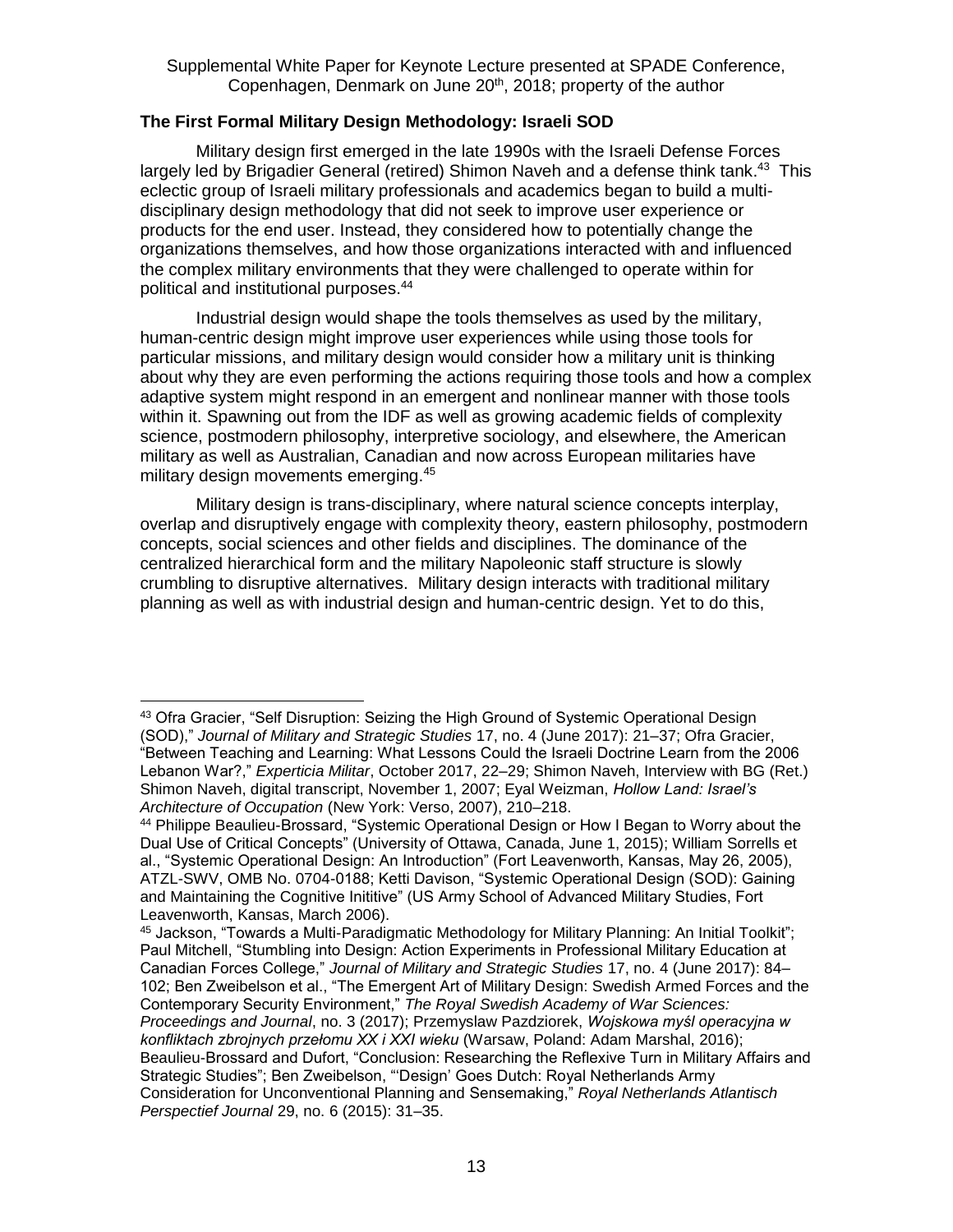### The First Formal Military Design Methodology: Israeli SOD

Military design first emerged in the late 1990s with the Israeli Defense Forces largely led by Brigadier General (retired) Shimon Naveh and a defense think tank.[43] This eclectic group of Israeli military professionals and academics began to build a multi-disciplinary design methodology that did not seek to improve user experience or products for the end user. Instead, they considered how to potentially change the organizations themselves, and how those organizations interacted with and influenced the complex military environments that they were challenged to operate within for political and institutional purposes.[44]

Industrial design would shape the tools themselves as used by the military, human-centric design might improve user experiences while using those tools for particular missions, and military design would consider how a military unit is thinking about why they are even performing the actions requiring those tools and how a complex adaptive system might respond in an emergent and nonlinear manner with those tools within it. Spawning out from the IDF as well as growing academic fields of complexity science, postmodern philosophy, interpretive sociology, and elsewhere, the American military as well as Australian, Canadian and now across European militaries have military design movements emerging.[45]

Military design is trans-disciplinary, where natural science concepts interplay, overlap and disruptively engage with complexity theory, eastern philosophy, postmodern concepts, social sciences and other fields and disciplines. The dominance of the centralized hierarchical form and the military Napoleonic staff structure is slowly crumbling to disruptive alternatives. Military design interacts with traditional military planning as well as with industrial design and human-centric design. Yet to do this,

---

[43] Ofra Gracier, "Self Disruption: Seizing the High Ground of Systemic Operational Design (SOD)," *Journal of Military and Strategic Studies* 17, no. 4 (June 2017): 21–37; Ofra Gracier, "Between Teaching and Learning: What Lessons Could the Israeli Doctrine Learn from the 2006 Lebanon War?," *Experticia Militar*, October 2017, 22–29; Shimon Naveh, Interview with BG (Ret.) Shimon Naveh, digital transcript, November 1, 2007; Eyal Weizman, *Hollow Land: Israel's Architecture of Occupation* (New York: Verso, 2007), 210–218.

[44] Philippe Beaulieu-Brossard, "Systemic Operational Design or How I Began to Worry about the Dual Use of Critical Concepts" (University of Ottawa, Canada, June 1, 2015); William Sorrells et al., "Systemic Operational Design: An Introduction" (Fort Leavenworth, Kansas, May 26, 2005), ATZL-SWV, OMB No. 0704-0188; Ketti Davison, "Systemic Operational Design (SOD): Gaining and Maintaining the Cognitive Inititive" (US Army School of Advanced Military Studies, Fort Leavenworth, Kansas, March 2006).

[45] Jackson, "Towards a Multi-Paradigmatic Methodology for Military Planning: An Initial Toolkit"; Paul Mitchell, "Stumbling into Design: Action Experiments in Professional Military Education at Canadian Forces College," *Journal of Military and Strategic Studies* 17, no. 4 (June 2017): 84–102; Ben Zweibelson et al., "The Emergent Art of Military Design: Swedish Armed Forces and the Contemporary Security Environment," *The Royal Swedish Academy of War Sciences: Proceedings and Journal*, no. 3 (2017); Przemyslaw Pazdziorek, *Wojskowa myśl operacyjna w konfliktach zbrojnych przełomu XX i XXI wieku* (Warsaw, Poland: Adam Marshal, 2016); Beaulieu-Brossard and Dufort, "Conclusion: Researching the Reflexive Turn in Military Affairs and Strategic Studies"; Ben Zweibelson, "'Design' Goes Dutch: Royal Netherlands Army Consideration for Unconventional Planning and Sensemaking," *Royal Netherlands Atlantisch Perspectief Journal* 29, no. 6 (2015): 31–35.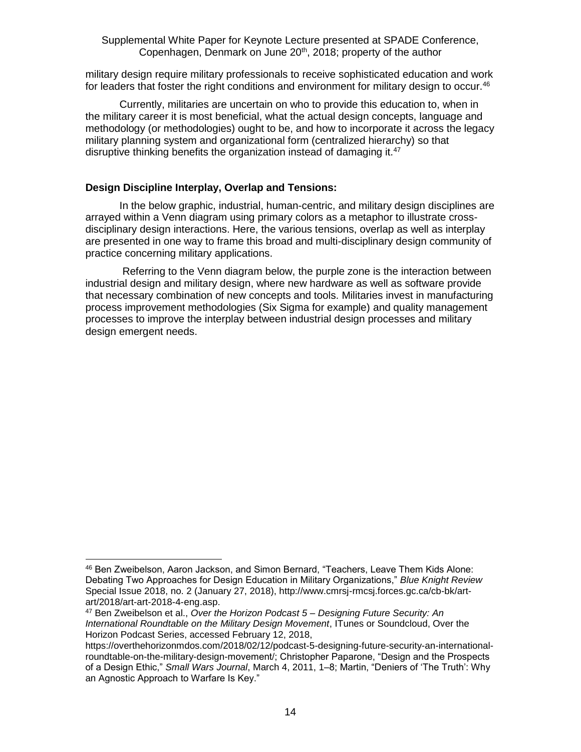military design require military professionals to receive sophisticated education and work for leaders that foster the right conditions and environment for military design to occur.[46]

Currently, militaries are uncertain on who to provide this education to, when in the military career it is most beneficial, what the actual design concepts, language and methodology (or methodologies) ought to be, and how to incorporate it across the legacy military planning system and organizational form (centralized hierarchy) so that disruptive thinking benefits the organization instead of damaging it.[47]

**Design Discipline Interplay, Overlap and Tensions:**

In the below graphic, industrial, human-centric, and military design disciplines are arrayed within a Venn diagram using primary colors as a metaphor to illustrate cross-disciplinary design interactions. Here, the various tensions, overlap as well as interplay are presented in one way to frame this broad and multi-disciplinary design community of practice concerning military applications.

Referring to the Venn diagram below, the purple zone is the interaction between industrial design and military design, where new hardware as well as software provide that necessary combination of new concepts and tools. Militaries invest in manufacturing process improvement methodologies (Six Sigma for example) and quality management processes to improve the interplay between industrial design processes and military design emergent needs.

---

[46] Ben Zweibelson, Aaron Jackson, and Simon Bernard, "Teachers, Leave Them Kids Alone: Debating Two Approaches for Design Education in Military Organizations," *Blue Knight Review* Special Issue 2018, no. 2 (January 27, 2018), http://www.cmrsj-rmcsj.forces.gc.ca/cb-bk/art-art/2018/art-art-2018-4-eng.asp.

[47] Ben Zweibelson et al., *Over the Horizon Podcast 5 – Designing Future Security: An International Roundtable on the Military Design Movement*, ITunes or Soundcloud, Over the Horizon Podcast Series, accessed February 12, 2018, https://overthehorizonmdos.com/2018/02/12/podcast-5-designing-future-security-an-international-roundtable-on-the-military-design-movement/; Christopher Paparone, "Design and the Prospects of a Design Ethic," *Small Wars Journal*, March 4, 2011, 1–8; Martin, "Deniers of 'The Truth': Why an Agnostic Approach to Warfare Is Key."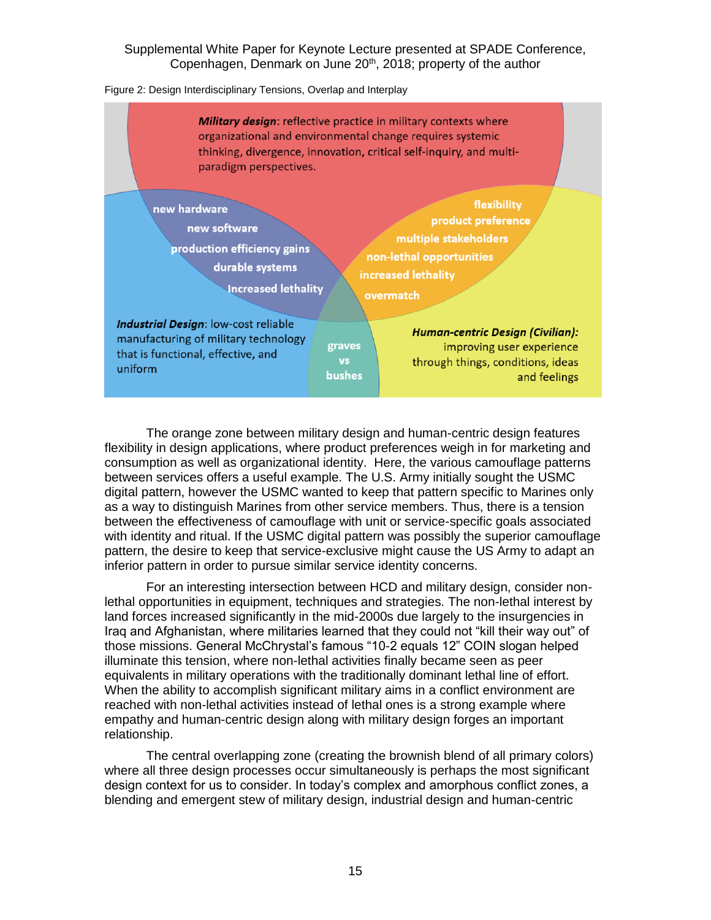Figure 2: Design Interdisciplinary Tensions, Overlap and Interplay

***Military design***: reflective practice in military contexts where organizational and environmental change requires systemic thinking, divergence, innovation, critical self-inquiry, and multi-paradigm perspectives.

new hardware
new software
production efficiency gains
durable systems
Increased lethality

flexibility
product preference
multiple stakeholders
non-lethal opportunities
increased lethality
overmatch

***Industrial Design***: low-cost reliable manufacturing of military technology that is functional, effective, and uniform

graves vs bushes

***Human-centric Design (Civilian):*** improving user experience through things, conditions, ideas and feelings

The orange zone between military design and human-centric design features flexibility in design applications, where product preferences weigh in for marketing and consumption as well as organizational identity. Here, the various camouflage patterns between services offers a useful example. The U.S. Army initially sought the USMC digital pattern, however the USMC wanted to keep that pattern specific to Marines only as a way to distinguish Marines from other service members. Thus, there is a tension between the effectiveness of camouflage with unit or service-specific goals associated with identity and ritual. If the USMC digital pattern was possibly the superior camouflage pattern, the desire to keep that service-exclusive might cause the US Army to adapt an inferior pattern in order to pursue similar service identity concerns.

For an interesting intersection between HCD and military design, consider non-lethal opportunities in equipment, techniques and strategies. The non-lethal interest by land forces increased significantly in the mid-2000s due largely to the insurgencies in Iraq and Afghanistan, where militaries learned that they could not "kill their way out" of those missions. General McChrystal's famous "10-2 equals 12" COIN slogan helped illuminate this tension, where non-lethal activities finally became seen as peer equivalents in military operations with the traditionally dominant lethal line of effort. When the ability to accomplish significant military aims in a conflict environment are reached with non-lethal activities instead of lethal ones is a strong example where empathy and human-centric design along with military design forges an important relationship.

The central overlapping zone (creating the brownish blend of all primary colors) where all three design processes occur simultaneously is perhaps the most significant design context for us to consider. In today's complex and amorphous conflict zones, a blending and emergent stew of military design, industrial design and human-centric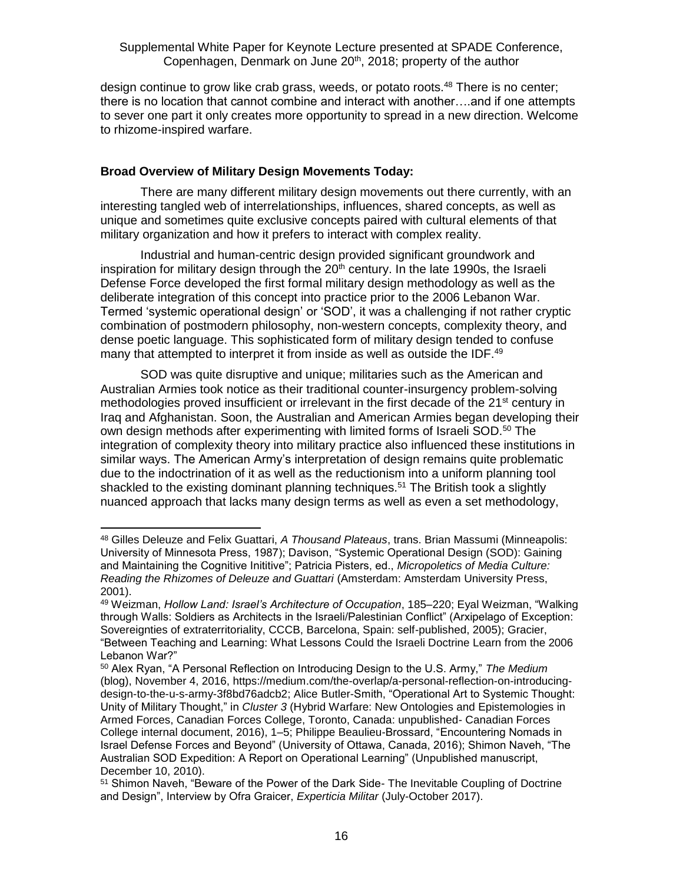design continue to grow like crab grass, weeds, or potato roots.[48] There is no center; there is no location that cannot combine and interact with another….and if one attempts to sever one part it only creates more opportunity to spread in a new direction. Welcome to rhizome-inspired warfare.

**Broad Overview of Military Design Movements Today:**

There are many different military design movements out there currently, with an interesting tangled web of interrelationships, influences, shared concepts, as well as unique and sometimes quite exclusive concepts paired with cultural elements of that military organization and how it prefers to interact with complex reality.

Industrial and human-centric design provided significant groundwork and inspiration for military design through the 20th century. In the late 1990s, the Israeli Defense Force developed the first formal military design methodology as well as the deliberate integration of this concept into practice prior to the 2006 Lebanon War. Termed 'systemic operational design' or 'SOD', it was a challenging if not rather cryptic combination of postmodern philosophy, non-western concepts, complexity theory, and dense poetic language. This sophisticated form of military design tended to confuse many that attempted to interpret it from inside as well as outside the IDF.[49]

SOD was quite disruptive and unique; militaries such as the American and Australian Armies took notice as their traditional counter-insurgency problem-solving methodologies proved insufficient or irrelevant in the first decade of the 21st century in Iraq and Afghanistan. Soon, the Australian and American Armies began developing their own design methods after experimenting with limited forms of Israeli SOD.[50] The integration of complexity theory into military practice also influenced these institutions in similar ways. The American Army's interpretation of design remains quite problematic due to the indoctrination of it as well as the reductionism into a uniform planning tool shackled to the existing dominant planning techniques.[51] The British took a slightly nuanced approach that lacks many design terms as well as even a set methodology,

---

[48] Gilles Deleuze and Felix Guattari, *A Thousand Plateaus*, trans. Brian Massumi (Minneapolis: University of Minnesota Press, 1987); Davison, "Systemic Operational Design (SOD): Gaining and Maintaining the Cognitive Inititive"; Patricia Pisters, ed., *Micropoletics of Media Culture: Reading the Rhizomes of Deleuze and Guattari* (Amsterdam: Amsterdam University Press, 2001).

[49] Weizman, *Hollow Land: Israel's Architecture of Occupation*, 185–220; Eyal Weizman, "Walking through Walls: Soldiers as Architects in the Israeli/Palestinian Conflict" (Arxipelago of Exception: Sovereignties of extraterritoriality, CCCB, Barcelona, Spain: self-published, 2005); Gracier, "Between Teaching and Learning: What Lessons Could the Israeli Doctrine Learn from the 2006 Lebanon War?"

[50] Alex Ryan, "A Personal Reflection on Introducing Design to the U.S. Army," *The Medium* (blog), November 4, 2016, https://medium.com/the-overlap/a-personal-reflection-on-introducing-design-to-the-u-s-army-3f8bd76adcb2; Alice Butler-Smith, "Operational Art to Systemic Thought: Unity of Military Thought," in *Cluster 3* (Hybrid Warfare: New Ontologies and Epistemologies in Armed Forces, Canadian Forces College, Toronto, Canada: unpublished- Canadian Forces College internal document, 2016), 1–5; Philippe Beaulieu-Brossard, "Encountering Nomads in Israel Defense Forces and Beyond" (University of Ottawa, Canada, 2016); Shimon Naveh, "The Australian SOD Expedition: A Report on Operational Learning" (Unpublished manuscript, December 10, 2010).

[51] Shimon Naveh, "Beware of the Power of the Dark Side- The Inevitable Coupling of Doctrine and Design", Interview by Ofra Graicer, *Experticia Militar* (July-October 2017).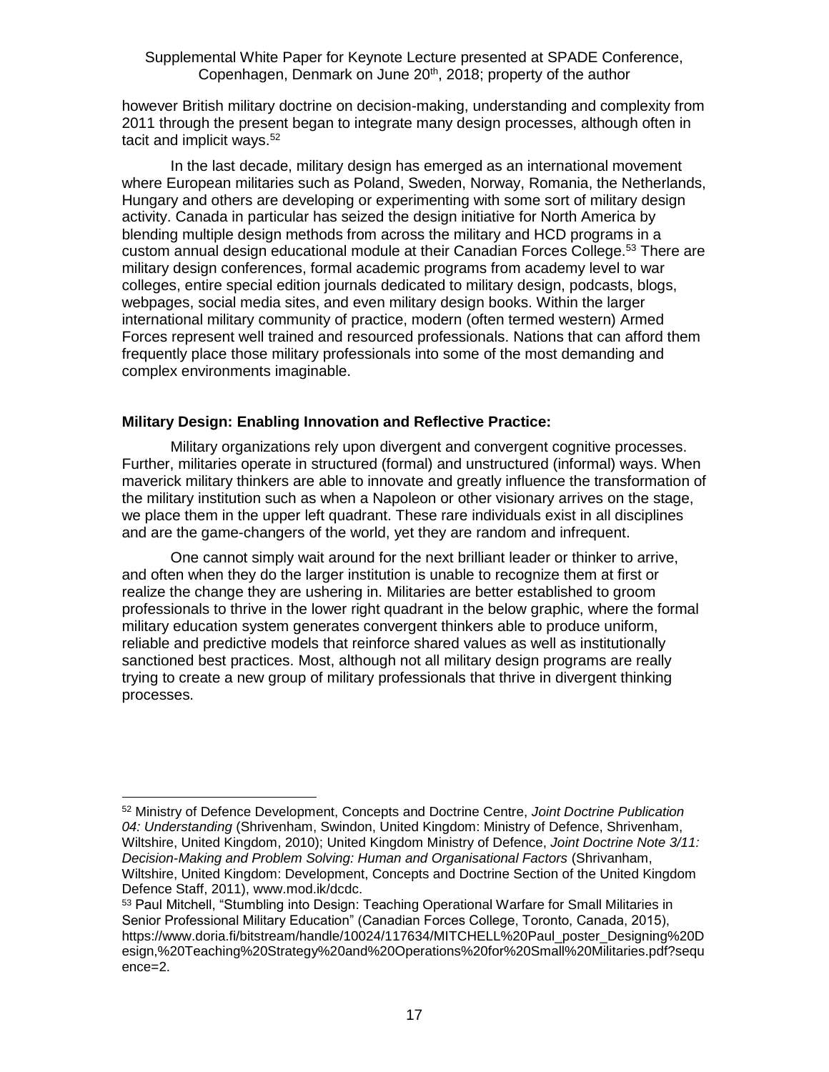however British military doctrine on decision-making, understanding and complexity from 2011 through the present began to integrate many design processes, although often in tacit and implicit ways.[52]

In the last decade, military design has emerged as an international movement where European militaries such as Poland, Sweden, Norway, Romania, the Netherlands, Hungary and others are developing or experimenting with some sort of military design activity. Canada in particular has seized the design initiative for North America by blending multiple design methods from across the military and HCD programs in a custom annual design educational module at their Canadian Forces College.[53] There are military design conferences, formal academic programs from academy level to war colleges, entire special edition journals dedicated to military design, podcasts, blogs, webpages, social media sites, and even military design books. Within the larger international military community of practice, modern (often termed western) Armed Forces represent well trained and resourced professionals. Nations that can afford them frequently place those military professionals into some of the most demanding and complex environments imaginable.

**Military Design: Enabling Innovation and Reflective Practice:**

Military organizations rely upon divergent and convergent cognitive processes. Further, militaries operate in structured (formal) and unstructured (informal) ways. When maverick military thinkers are able to innovate and greatly influence the transformation of the military institution such as when a Napoleon or other visionary arrives on the stage, we place them in the upper left quadrant. These rare individuals exist in all disciplines and are the game-changers of the world, yet they are random and infrequent.

One cannot simply wait around for the next brilliant leader or thinker to arrive, and often when they do the larger institution is unable to recognize them at first or realize the change they are ushering in. Militaries are better established to groom professionals to thrive in the lower right quadrant in the below graphic, where the formal military education system generates convergent thinkers able to produce uniform, reliable and predictive models that reinforce shared values as well as institutionally sanctioned best practices. Most, although not all military design programs are really trying to create a new group of military professionals that thrive in divergent thinking processes.

---

[52] Ministry of Defence Development, Concepts and Doctrine Centre, *Joint Doctrine Publication 04: Understanding* (Shrivenham, Swindon, United Kingdom: Ministry of Defence, Shrivenham, Wiltshire, United Kingdom, 2010); United Kingdom Ministry of Defence, *Joint Doctrine Note 3/11: Decision-Making and Problem Solving: Human and Organisational Factors* (Shrivanham, Wiltshire, United Kingdom: Development, Concepts and Doctrine Section of the United Kingdom Defence Staff, 2011), www.mod.ik/dcdc.

[53] Paul Mitchell, "Stumbling into Design: Teaching Operational Warfare for Small Militaries in Senior Professional Military Education" (Canadian Forces College, Toronto, Canada, 2015), https://www.doria.fi/bitstream/handle/10024/117634/MITCHELL%20Paul_poster_Designing%20Design,%20Teaching%20Strategy%20and%20Operations%20for%20Small%20Militaries.pdf?sequence=2.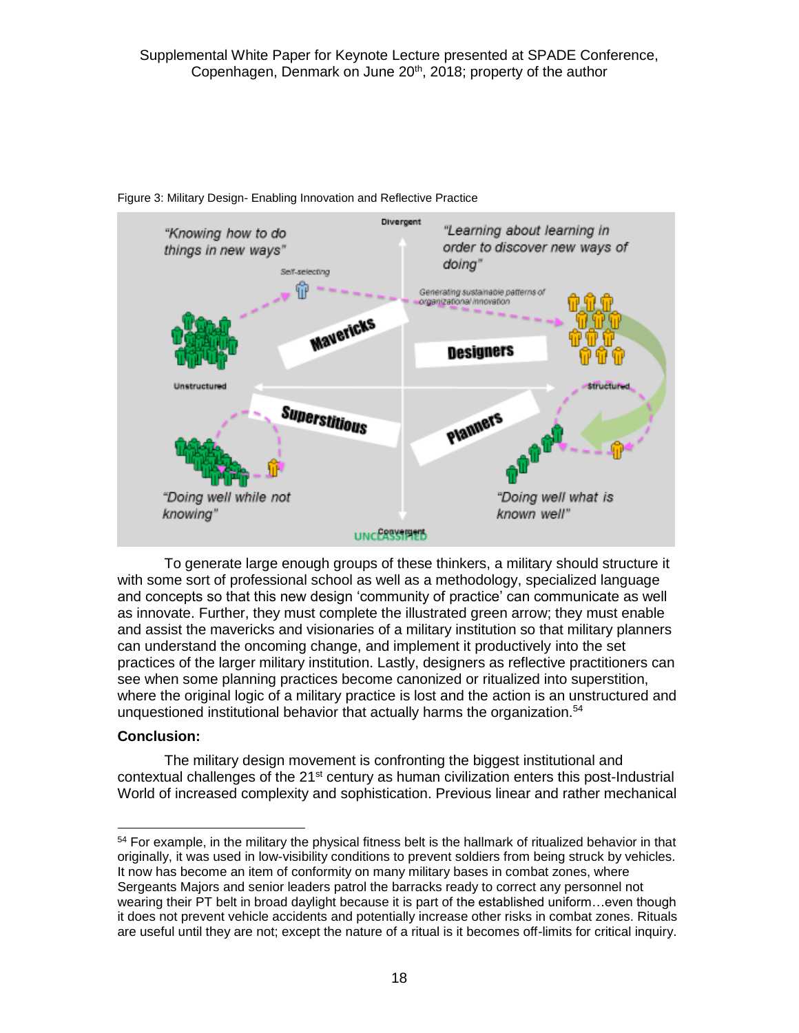Figure 3: Military Design- Enabling Innovation and Reflective Practice

To generate large enough groups of these thinkers, a military should structure it with some sort of professional school as well as a methodology, specialized language and concepts so that this new design 'community of practice' can communicate as well as innovate. Further, they must complete the illustrated green arrow; they must enable and assist the mavericks and visionaries of a military institution so that military planners can understand the oncoming change, and implement it productively into the set practices of the larger military institution. Lastly, designers as reflective practitioners can see when some planning practices become canonized or ritualized into superstition, where the original logic of a military practice is lost and the action is an unstructured and unquestioned institutional behavior that actually harms the organization.[54]

**Conclusion:**

The military design movement is confronting the biggest institutional and contextual challenges of the 21st century as human civilization enters this post-Industrial World of increased complexity and sophistication. Previous linear and rather mechanical

[54] For example, in the military the physical fitness belt is the hallmark of ritualized behavior in that originally, it was used in low-visibility conditions to prevent soldiers from being struck by vehicles. It now has become an item of conformity on many military bases in combat zones, where Sergeants Majors and senior leaders patrol the barracks ready to correct any personnel not wearing their PT belt in broad daylight because it is part of the established uniform…even though it does not prevent vehicle accidents and potentially increase other risks in combat zones. Rituals are useful until they are not; except the nature of a ritual is it becomes off-limits for critical inquiry.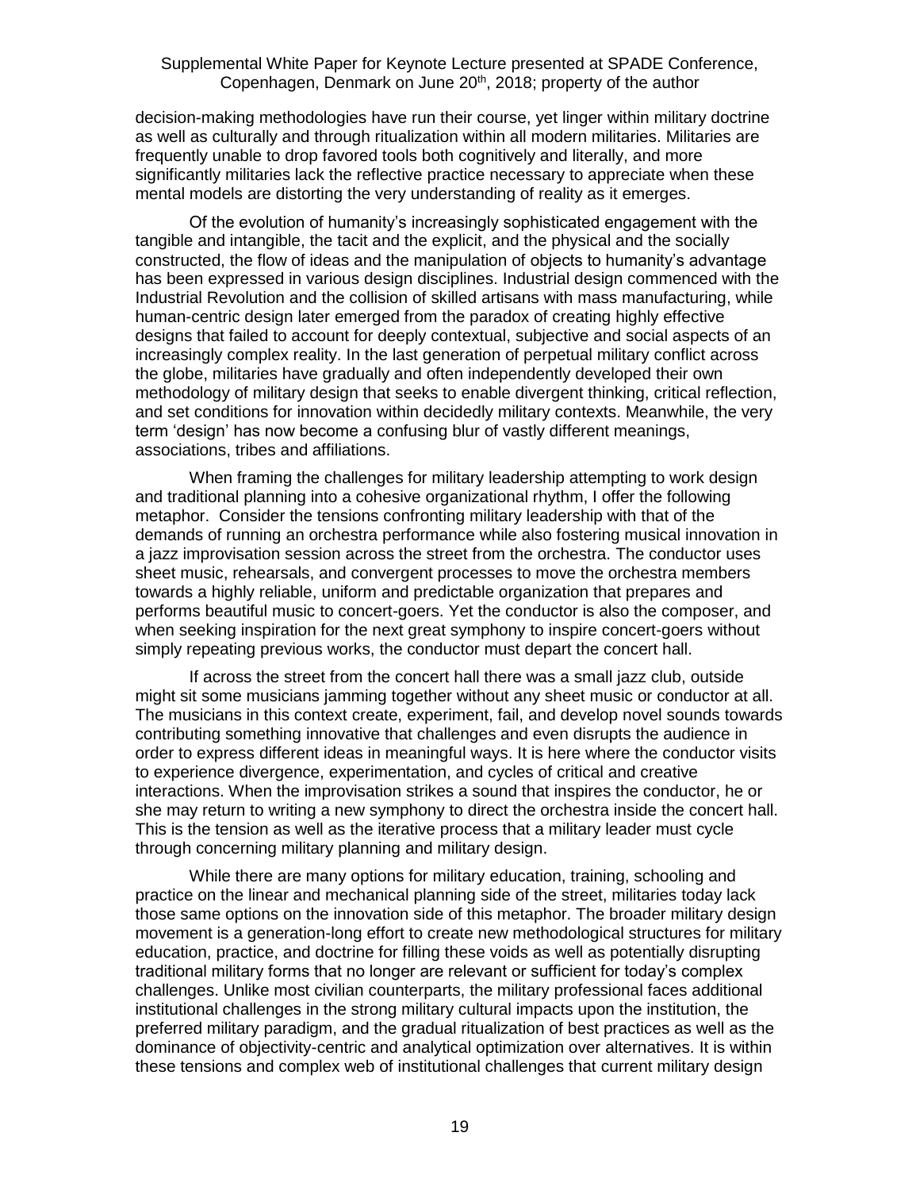decision-making methodologies have run their course, yet linger within military doctrine as well as culturally and through ritualization within all modern militaries. Militaries are frequently unable to drop favored tools both cognitively and literally, and more significantly militaries lack the reflective practice necessary to appreciate when these mental models are distorting the very understanding of reality as it emerges.

Of the evolution of humanity's increasingly sophisticated engagement with the tangible and intangible, the tacit and the explicit, and the physical and the socially constructed, the flow of ideas and the manipulation of objects to humanity's advantage has been expressed in various design disciplines. Industrial design commenced with the Industrial Revolution and the collision of skilled artisans with mass manufacturing, while human-centric design later emerged from the paradox of creating highly effective designs that failed to account for deeply contextual, subjective and social aspects of an increasingly complex reality. In the last generation of perpetual military conflict across the globe, militaries have gradually and often independently developed their own methodology of military design that seeks to enable divergent thinking, critical reflection, and set conditions for innovation within decidedly military contexts. Meanwhile, the very term 'design' has now become a confusing blur of vastly different meanings, associations, tribes and affiliations.

When framing the challenges for military leadership attempting to work design and traditional planning into a cohesive organizational rhythm, I offer the following metaphor. Consider the tensions confronting military leadership with that of the demands of running an orchestra performance while also fostering musical innovation in a jazz improvisation session across the street from the orchestra. The conductor uses sheet music, rehearsals, and convergent processes to move the orchestra members towards a highly reliable, uniform and predictable organization that prepares and performs beautiful music to concert-goers. Yet the conductor is also the composer, and when seeking inspiration for the next great symphony to inspire concert-goers without simply repeating previous works, the conductor must depart the concert hall.

If across the street from the concert hall there was a small jazz club, outside might sit some musicians jamming together without any sheet music or conductor at all. The musicians in this context create, experiment, fail, and develop novel sounds towards contributing something innovative that challenges and even disrupts the audience in order to express different ideas in meaningful ways. It is here where the conductor visits to experience divergence, experimentation, and cycles of critical and creative interactions. When the improvisation strikes a sound that inspires the conductor, he or she may return to writing a new symphony to direct the orchestra inside the concert hall. This is the tension as well as the iterative process that a military leader must cycle through concerning military planning and military design.

While there are many options for military education, training, schooling and practice on the linear and mechanical planning side of the street, militaries today lack those same options on the innovation side of this metaphor. The broader military design movement is a generation-long effort to create new methodological structures for military education, practice, and doctrine for filling these voids as well as potentially disrupting traditional military forms that no longer are relevant or sufficient for today's complex challenges. Unlike most civilian counterparts, the military professional faces additional institutional challenges in the strong military cultural impacts upon the institution, the preferred military paradigm, and the gradual ritualization of best practices as well as the dominance of objectivity-centric and analytical optimization over alternatives. It is within these tensions and complex web of institutional challenges that current military design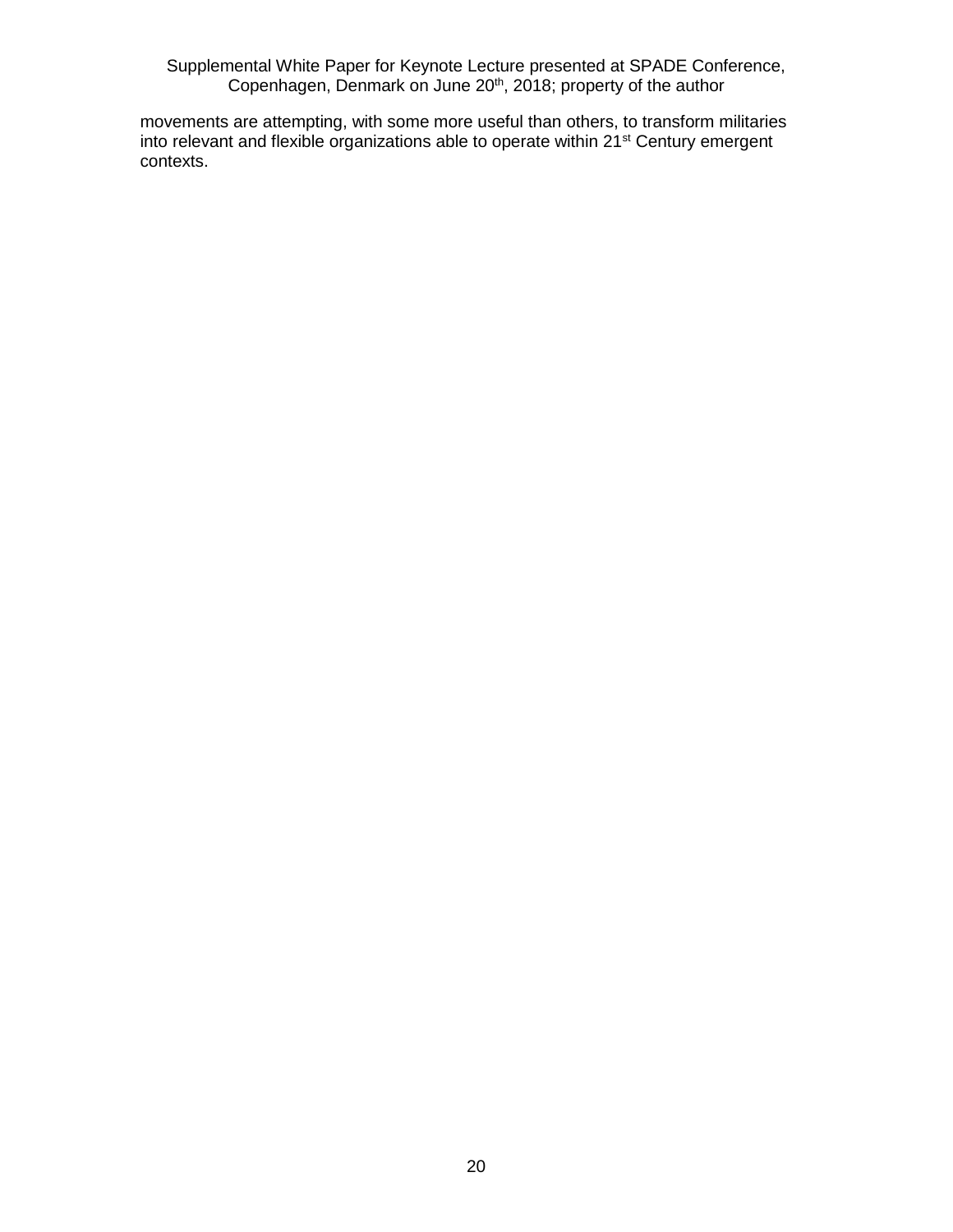movements are attempting, with some more useful than others, to transform militaries into relevant and flexible organizations able to operate within 21st Century emergent contexts.